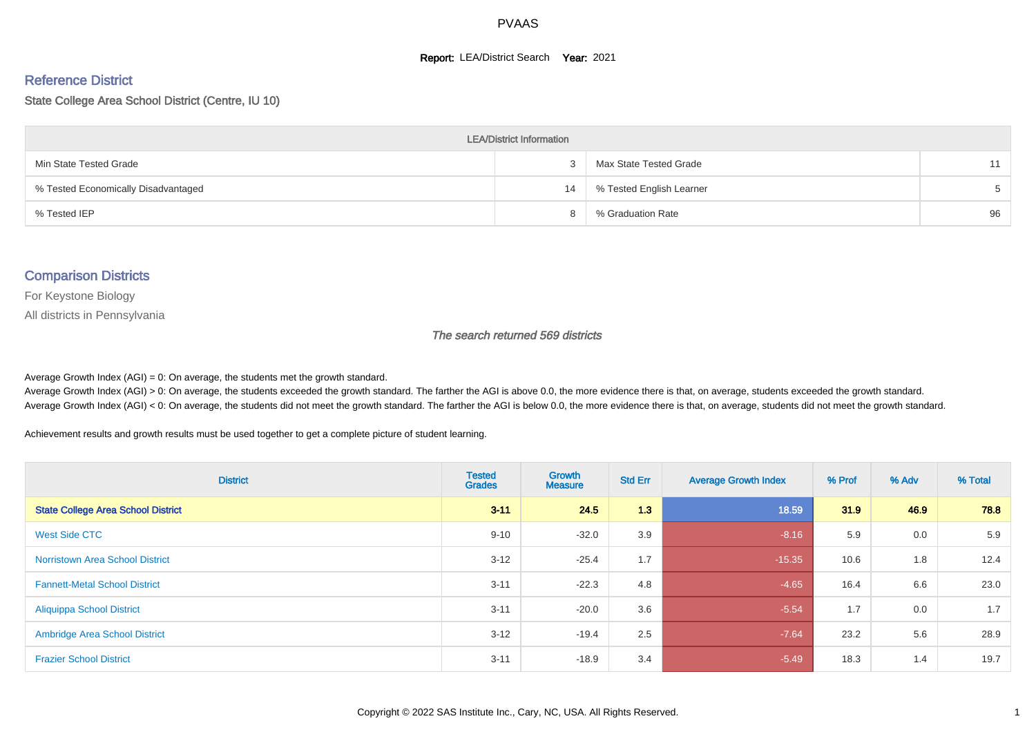# PVAAS

**Report:** LEA/District Search **Year:** 2021

## Reference District

State College Area School District (Centre, IU 10)

| LEA/District Information | | | |
|---|---|---|---|
| Min State Tested Grade | 3 | Max State Tested Grade | 11 |
| % Tested Economically Disadvantaged | 14 | % Tested English Learner | 5 |
| % Tested IEP | 8 | % Graduation Rate | 96 |

## Comparison Districts

For Keystone Biology

All districts in Pennsylvania

*The search returned 569 districts*

Average Growth Index (AGI) = 0: On average, the students met the growth standard.

Average Growth Index (AGI) > 0: On average, the students exceeded the growth standard. The farther the AGI is above 0.0, the more evidence there is that, on average, students exceeded the growth standard.

Average Growth Index (AGI) < 0: On average, the students did not meet the growth standard. The farther the AGI is below 0.0, the more evidence there is that, on average, students did not meet the growth standard.

Achievement results and growth results must be used together to get a complete picture of student learning.

| District | Tested Grades | Growth Measure | Std Err | Average Growth Index | % Prof | % Adv | % Total |
|---|---|---|---|---|---|---|---|
| **State College Area School District** | **3-11** | **24.5** | **1.3** | **18.59** | **31.9** | **46.9** | **78.8** |
| West Side CTC | 9-10 | -32.0 | 3.9 | -8.16 | 5.9 | 0.0 | 5.9 |
| Norristown Area School District | 3-12 | -25.4 | 1.7 | -15.35 | 10.6 | 1.8 | 12.4 |
| Fannett-Metal School District | 3-11 | -22.3 | 4.8 | -4.65 | 16.4 | 6.6 | 23.0 |
| Aliquippa School District | 3-11 | -20.0 | 3.6 | -5.54 | 1.7 | 0.0 | 1.7 |
| Ambridge Area School District | 3-12 | -19.4 | 2.5 | -7.64 | 23.2 | 5.6 | 28.9 |
| Frazier School District | 3-11 | -18.9 | 3.4 | -5.49 | 18.3 | 1.4 | 19.7 |

Copyright © 2022 SAS Institute Inc., Cary, NC, USA. All Rights Reserved.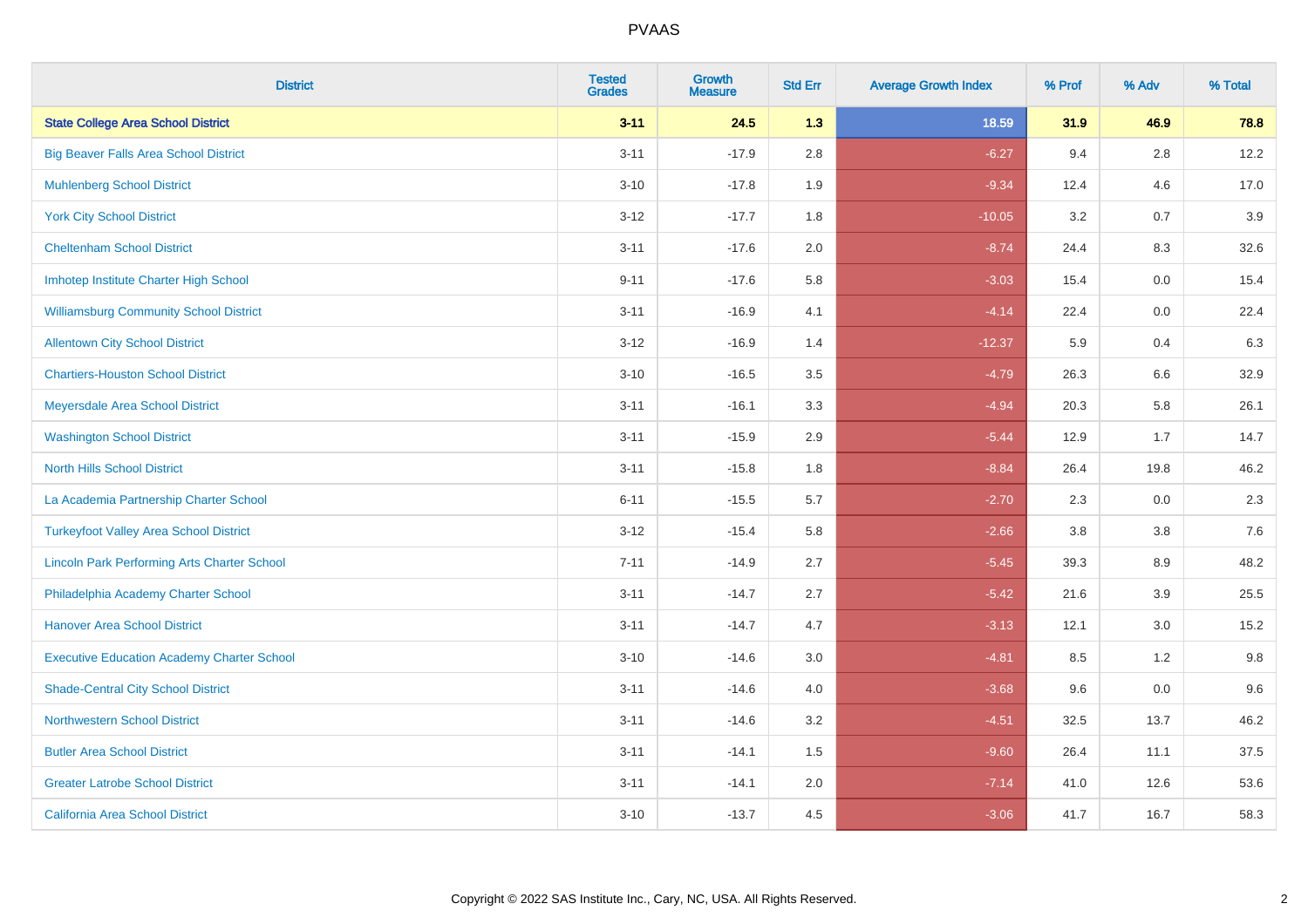| District | Tested Grades | Growth Measure | Std Err | Average Growth Index | % Prof | % Adv | % Total |
|---|---|---|---|---|---|---|---|
| **State College Area School District** | **3-11** | **24.5** | **1.3** | **18.59** | **31.9** | **46.9** | **78.8** |
| Big Beaver Falls Area School District | 3-11 | -17.9 | 2.8 | -6.27 | 9.4 | 2.8 | 12.2 |
| Muhlenberg School District | 3-10 | -17.8 | 1.9 | -9.34 | 12.4 | 4.6 | 17.0 |
| York City School District | 3-12 | -17.7 | 1.8 | -10.05 | 3.2 | 0.7 | 3.9 |
| Cheltenham School District | 3-11 | -17.6 | 2.0 | -8.74 | 24.4 | 8.3 | 32.6 |
| Imhotep Institute Charter High School | 9-11 | -17.6 | 5.8 | -3.03 | 15.4 | 0.0 | 15.4 |
| Williamsburg Community School District | 3-11 | -16.9 | 4.1 | -4.14 | 22.4 | 0.0 | 22.4 |
| Allentown City School District | 3-12 | -16.9 | 1.4 | -12.37 | 5.9 | 0.4 | 6.3 |
| Chartiers-Houston School District | 3-10 | -16.5 | 3.5 | -4.79 | 26.3 | 6.6 | 32.9 |
| Meyersdale Area School District | 3-11 | -16.1 | 3.3 | -4.94 | 20.3 | 5.8 | 26.1 |
| Washington School District | 3-11 | -15.9 | 2.9 | -5.44 | 12.9 | 1.7 | 14.7 |
| North Hills School District | 3-11 | -15.8 | 1.8 | -8.84 | 26.4 | 19.8 | 46.2 |
| La Academia Partnership Charter School | 6-11 | -15.5 | 5.7 | -2.70 | 2.3 | 0.0 | 2.3 |
| Turkeyfoot Valley Area School District | 3-12 | -15.4 | 5.8 | -2.66 | 3.8 | 3.8 | 7.6 |
| Lincoln Park Performing Arts Charter School | 7-11 | -14.9 | 2.7 | -5.45 | 39.3 | 8.9 | 48.2 |
| Philadelphia Academy Charter School | 3-11 | -14.7 | 2.7 | -5.42 | 21.6 | 3.9 | 25.5 |
| Hanover Area School District | 3-11 | -14.7 | 4.7 | -3.13 | 12.1 | 3.0 | 15.2 |
| Executive Education Academy Charter School | 3-10 | -14.6 | 3.0 | -4.81 | 8.5 | 1.2 | 9.8 |
| Shade-Central City School District | 3-11 | -14.6 | 4.0 | -3.68 | 9.6 | 0.0 | 9.6 |
| Northwestern School District | 3-11 | -14.6 | 3.2 | -4.51 | 32.5 | 13.7 | 46.2 |
| Butler Area School District | 3-11 | -14.1 | 1.5 | -9.60 | 26.4 | 11.1 | 37.5 |
| Greater Latrobe School District | 3-11 | -14.1 | 2.0 | -7.14 | 41.0 | 12.6 | 53.6 |
| California Area School District | 3-10 | -13.7 | 4.5 | -3.06 | 41.7 | 16.7 | 58.3 |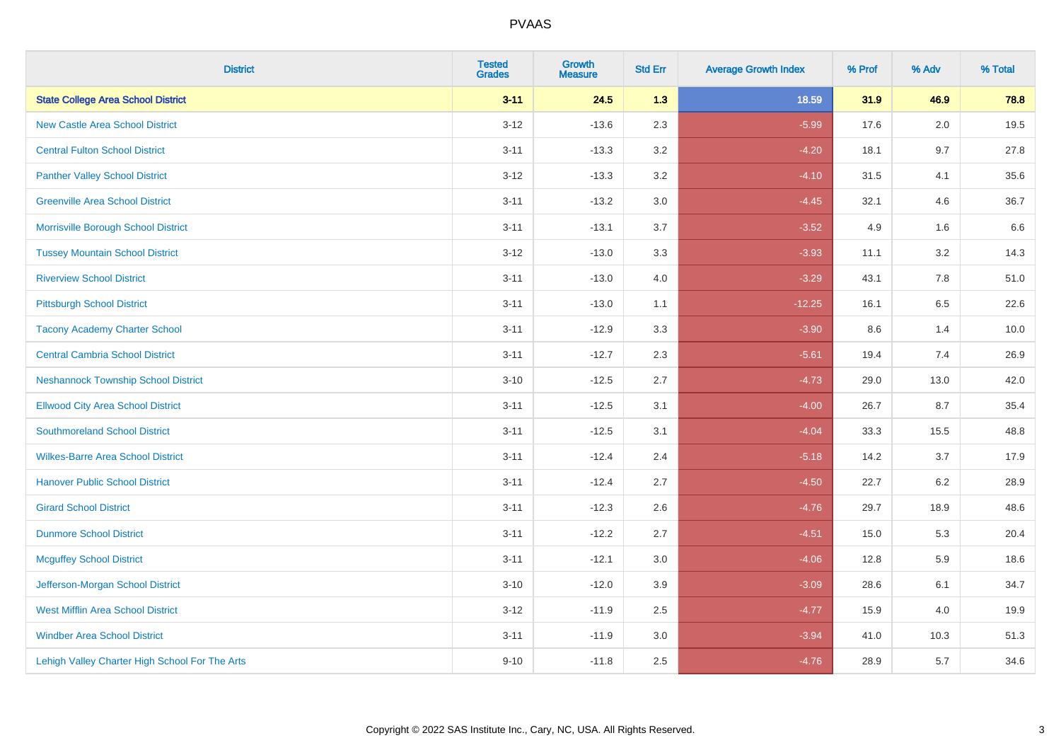| District | Tested Grades | Growth Measure | Std Err | Average Growth Index | % Prof | % Adv | % Total |
|---|---|---|---|---|---|---|---|
| **State College Area School District** | **3-11** | **24.5** | **1.3** | **18.59** | **31.9** | **46.9** | **78.8** |
| New Castle Area School District | 3-12 | -13.6 | 2.3 | -5.99 | 17.6 | 2.0 | 19.5 |
| Central Fulton School District | 3-11 | -13.3 | 3.2 | -4.20 | 18.1 | 9.7 | 27.8 |
| Panther Valley School District | 3-12 | -13.3 | 3.2 | -4.10 | 31.5 | 4.1 | 35.6 |
| Greenville Area School District | 3-11 | -13.2 | 3.0 | -4.45 | 32.1 | 4.6 | 36.7 |
| Morrisville Borough School District | 3-11 | -13.1 | 3.7 | -3.52 | 4.9 | 1.6 | 6.6 |
| Tussey Mountain School District | 3-12 | -13.0 | 3.3 | -3.93 | 11.1 | 3.2 | 14.3 |
| Riverview School District | 3-11 | -13.0 | 4.0 | -3.29 | 43.1 | 7.8 | 51.0 |
| Pittsburgh School District | 3-11 | -13.0 | 1.1 | -12.25 | 16.1 | 6.5 | 22.6 |
| Tacony Academy Charter School | 3-11 | -12.9 | 3.3 | -3.90 | 8.6 | 1.4 | 10.0 |
| Central Cambria School District | 3-11 | -12.7 | 2.3 | -5.61 | 19.4 | 7.4 | 26.9 |
| Neshannock Township School District | 3-10 | -12.5 | 2.7 | -4.73 | 29.0 | 13.0 | 42.0 |
| Ellwood City Area School District | 3-11 | -12.5 | 3.1 | -4.00 | 26.7 | 8.7 | 35.4 |
| Southmoreland School District | 3-11 | -12.5 | 3.1 | -4.04 | 33.3 | 15.5 | 48.8 |
| Wilkes-Barre Area School District | 3-11 | -12.4 | 2.4 | -5.18 | 14.2 | 3.7 | 17.9 |
| Hanover Public School District | 3-11 | -12.4 | 2.7 | -4.50 | 22.7 | 6.2 | 28.9 |
| Girard School District | 3-11 | -12.3 | 2.6 | -4.76 | 29.7 | 18.9 | 48.6 |
| Dunmore School District | 3-11 | -12.2 | 2.7 | -4.51 | 15.0 | 5.3 | 20.4 |
| Mcguffey School District | 3-11 | -12.1 | 3.0 | -4.06 | 12.8 | 5.9 | 18.6 |
| Jefferson-Morgan School District | 3-10 | -12.0 | 3.9 | -3.09 | 28.6 | 6.1 | 34.7 |
| West Mifflin Area School District | 3-12 | -11.9 | 2.5 | -4.77 | 15.9 | 4.0 | 19.9 |
| Windber Area School District | 3-11 | -11.9 | 3.0 | -3.94 | 41.0 | 10.3 | 51.3 |
| Lehigh Valley Charter High School For The Arts | 9-10 | -11.8 | 2.5 | -4.76 | 28.9 | 5.7 | 34.6 |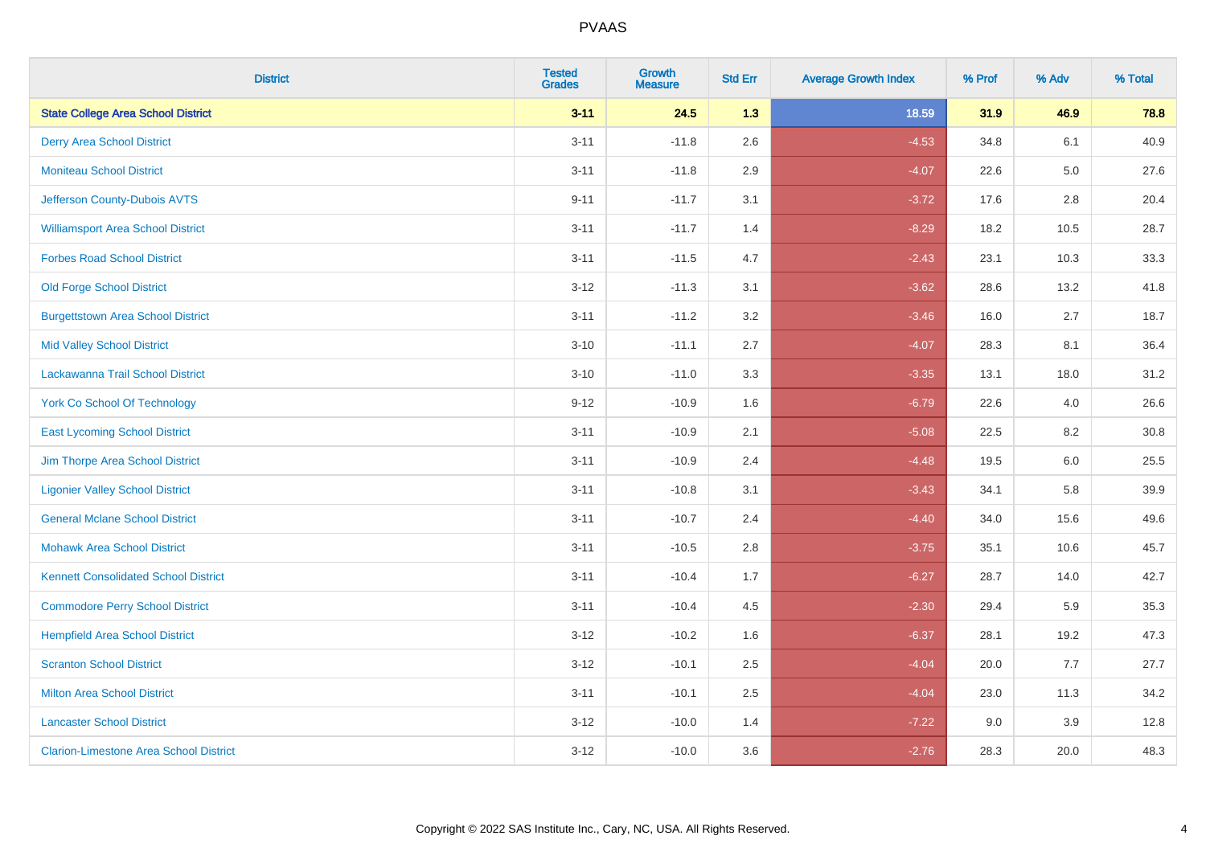# PVAAS

| District | Tested Grades | Growth Measure | Std Err | Average Growth Index | % Prof | % Adv | % Total |
|---|---|---|---|---|---|---|---|
| **State College Area School District** | **3-11** | **24.5** | **1.3** | **18.59** | **31.9** | **46.9** | **78.8** |
| Derry Area School District | 3-11 | -11.8 | 2.6 | -4.53 | 34.8 | 6.1 | 40.9 |
| Moniteau School District | 3-11 | -11.8 | 2.9 | -4.07 | 22.6 | 5.0 | 27.6 |
| Jefferson County-Dubois AVTS | 9-11 | -11.7 | 3.1 | -3.72 | 17.6 | 2.8 | 20.4 |
| Williamsport Area School District | 3-11 | -11.7 | 1.4 | -8.29 | 18.2 | 10.5 | 28.7 |
| Forbes Road School District | 3-11 | -11.5 | 4.7 | -2.43 | 23.1 | 10.3 | 33.3 |
| Old Forge School District | 3-12 | -11.3 | 3.1 | -3.62 | 28.6 | 13.2 | 41.8 |
| Burgettstown Area School District | 3-11 | -11.2 | 3.2 | -3.46 | 16.0 | 2.7 | 18.7 |
| Mid Valley School District | 3-10 | -11.1 | 2.7 | -4.07 | 28.3 | 8.1 | 36.4 |
| Lackawanna Trail School District | 3-10 | -11.0 | 3.3 | -3.35 | 13.1 | 18.0 | 31.2 |
| York Co School Of Technology | 9-12 | -10.9 | 1.6 | -6.79 | 22.6 | 4.0 | 26.6 |
| East Lycoming School District | 3-11 | -10.9 | 2.1 | -5.08 | 22.5 | 8.2 | 30.8 |
| Jim Thorpe Area School District | 3-11 | -10.9 | 2.4 | -4.48 | 19.5 | 6.0 | 25.5 |
| Ligonier Valley School District | 3-11 | -10.8 | 3.1 | -3.43 | 34.1 | 5.8 | 39.9 |
| General Mclane School District | 3-11 | -10.7 | 2.4 | -4.40 | 34.0 | 15.6 | 49.6 |
| Mohawk Area School District | 3-11 | -10.5 | 2.8 | -3.75 | 35.1 | 10.6 | 45.7 |
| Kennett Consolidated School District | 3-11 | -10.4 | 1.7 | -6.27 | 28.7 | 14.0 | 42.7 |
| Commodore Perry School District | 3-11 | -10.4 | 4.5 | -2.30 | 29.4 | 5.9 | 35.3 |
| Hempfield Area School District | 3-12 | -10.2 | 1.6 | -6.37 | 28.1 | 19.2 | 47.3 |
| Scranton School District | 3-12 | -10.1 | 2.5 | -4.04 | 20.0 | 7.7 | 27.7 |
| Milton Area School District | 3-11 | -10.1 | 2.5 | -4.04 | 23.0 | 11.3 | 34.2 |
| Lancaster School District | 3-12 | -10.0 | 1.4 | -7.22 | 9.0 | 3.9 | 12.8 |
| Clarion-Limestone Area School District | 3-12 | -10.0 | 3.6 | -2.76 | 28.3 | 20.0 | 48.3 |

Copyright © 2022 SAS Institute Inc., Cary, NC, USA. All Rights Reserved.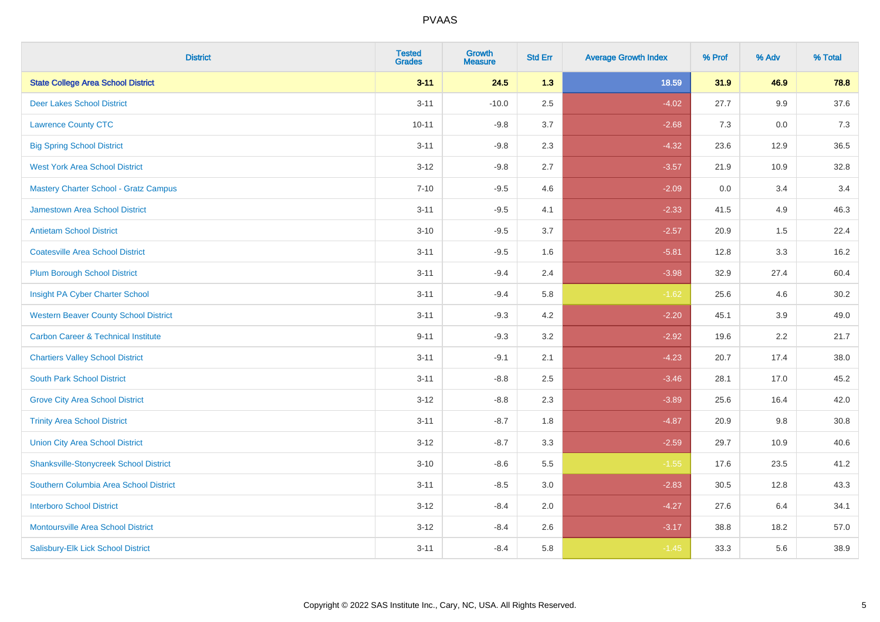| District | Tested Grades | Growth Measure | Std Err | Average Growth Index | % Prof | % Adv | % Total |
|---|---|---|---|---|---|---|---|
| **State College Area School District** | **3-11** | **24.5** | **1.3** | **18.59** | **31.9** | **46.9** | **78.8** |
| Deer Lakes School District | 3-11 | -10.0 | 2.5 | -4.02 | 27.7 | 9.9 | 37.6 |
| Lawrence County CTC | 10-11 | -9.8 | 3.7 | -2.68 | 7.3 | 0.0 | 7.3 |
| Big Spring School District | 3-11 | -9.8 | 2.3 | -4.32 | 23.6 | 12.9 | 36.5 |
| West York Area School District | 3-12 | -9.8 | 2.7 | -3.57 | 21.9 | 10.9 | 32.8 |
| Mastery Charter School - Gratz Campus | 7-10 | -9.5 | 4.6 | -2.09 | 0.0 | 3.4 | 3.4 |
| Jamestown Area School District | 3-11 | -9.5 | 4.1 | -2.33 | 41.5 | 4.9 | 46.3 |
| Antietam School District | 3-10 | -9.5 | 3.7 | -2.57 | 20.9 | 1.5 | 22.4 |
| Coatesville Area School District | 3-11 | -9.5 | 1.6 | -5.81 | 12.8 | 3.3 | 16.2 |
| Plum Borough School District | 3-11 | -9.4 | 2.4 | -3.98 | 32.9 | 27.4 | 60.4 |
| Insight PA Cyber Charter School | 3-11 | -9.4 | 5.8 | -1.62 | 25.6 | 4.6 | 30.2 |
| Western Beaver County School District | 3-11 | -9.3 | 4.2 | -2.20 | 45.1 | 3.9 | 49.0 |
| Carbon Career & Technical Institute | 9-11 | -9.3 | 3.2 | -2.92 | 19.6 | 2.2 | 21.7 |
| Chartiers Valley School District | 3-11 | -9.1 | 2.1 | -4.23 | 20.7 | 17.4 | 38.0 |
| South Park School District | 3-11 | -8.8 | 2.5 | -3.46 | 28.1 | 17.0 | 45.2 |
| Grove City Area School District | 3-12 | -8.8 | 2.3 | -3.89 | 25.6 | 16.4 | 42.0 |
| Trinity Area School District | 3-11 | -8.7 | 1.8 | -4.87 | 20.9 | 9.8 | 30.8 |
| Union City Area School District | 3-12 | -8.7 | 3.3 | -2.59 | 29.7 | 10.9 | 40.6 |
| Shanksville-Stonycreek School District | 3-10 | -8.6 | 5.5 | -1.55 | 17.6 | 23.5 | 41.2 |
| Southern Columbia Area School District | 3-11 | -8.5 | 3.0 | -2.83 | 30.5 | 12.8 | 43.3 |
| Interboro School District | 3-12 | -8.4 | 2.0 | -4.27 | 27.6 | 6.4 | 34.1 |
| Montoursville Area School District | 3-12 | -8.4 | 2.6 | -3.17 | 38.8 | 18.2 | 57.0 |
| Salisbury-Elk Lick School District | 3-11 | -8.4 | 5.8 | -1.45 | 33.3 | 5.6 | 38.9 |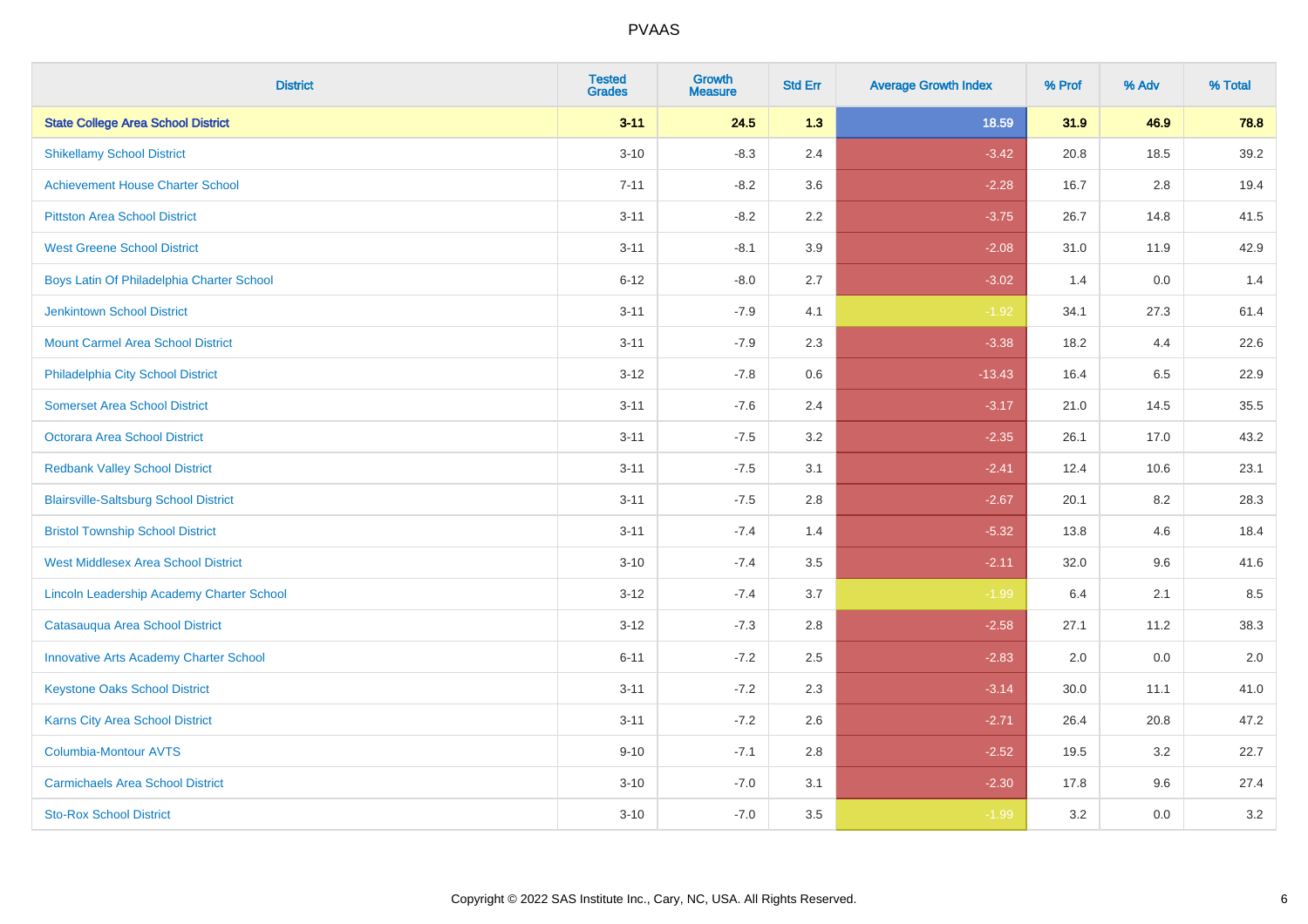| District | Tested Grades | Growth Measure | Std Err | Average Growth Index | % Prof | % Adv | % Total |
|---|---|---|---|---|---|---|---|
| **State College Area School District** | **3-11** | **24.5** | **1.3** | **18.59** | **31.9** | **46.9** | **78.8** |
| Shikellamy School District | 3-10 | -8.3 | 2.4 | -3.42 | 20.8 | 18.5 | 39.2 |
| Achievement House Charter School | 7-11 | -8.2 | 3.6 | -2.28 | 16.7 | 2.8 | 19.4 |
| Pittston Area School District | 3-11 | -8.2 | 2.2 | -3.75 | 26.7 | 14.8 | 41.5 |
| West Greene School District | 3-11 | -8.1 | 3.9 | -2.08 | 31.0 | 11.9 | 42.9 |
| Boys Latin Of Philadelphia Charter School | 6-12 | -8.0 | 2.7 | -3.02 | 1.4 | 0.0 | 1.4 |
| Jenkintown School District | 3-11 | -7.9 | 4.1 | -1.92 | 34.1 | 27.3 | 61.4 |
| Mount Carmel Area School District | 3-11 | -7.9 | 2.3 | -3.38 | 18.2 | 4.4 | 22.6 |
| Philadelphia City School District | 3-12 | -7.8 | 0.6 | -13.43 | 16.4 | 6.5 | 22.9 |
| Somerset Area School District | 3-11 | -7.6 | 2.4 | -3.17 | 21.0 | 14.5 | 35.5 |
| Octorara Area School District | 3-11 | -7.5 | 3.2 | -2.35 | 26.1 | 17.0 | 43.2 |
| Redbank Valley School District | 3-11 | -7.5 | 3.1 | -2.41 | 12.4 | 10.6 | 23.1 |
| Blairsville-Saltsburg School District | 3-11 | -7.5 | 2.8 | -2.67 | 20.1 | 8.2 | 28.3 |
| Bristol Township School District | 3-11 | -7.4 | 1.4 | -5.32 | 13.8 | 4.6 | 18.4 |
| West Middlesex Area School District | 3-10 | -7.4 | 3.5 | -2.11 | 32.0 | 9.6 | 41.6 |
| Lincoln Leadership Academy Charter School | 3-12 | -7.4 | 3.7 | -1.99 | 6.4 | 2.1 | 8.5 |
| Catasauqua Area School District | 3-12 | -7.3 | 2.8 | -2.58 | 27.1 | 11.2 | 38.3 |
| Innovative Arts Academy Charter School | 6-11 | -7.2 | 2.5 | -2.83 | 2.0 | 0.0 | 2.0 |
| Keystone Oaks School District | 3-11 | -7.2 | 2.3 | -3.14 | 30.0 | 11.1 | 41.0 |
| Karns City Area School District | 3-11 | -7.2 | 2.6 | -2.71 | 26.4 | 20.8 | 47.2 |
| Columbia-Montour AVTS | 9-10 | -7.1 | 2.8 | -2.52 | 19.5 | 3.2 | 22.7 |
| Carmichaels Area School District | 3-10 | -7.0 | 3.1 | -2.30 | 17.8 | 9.6 | 27.4 |
| Sto-Rox School District | 3-10 | -7.0 | 3.5 | -1.99 | 3.2 | 0.0 | 3.2 |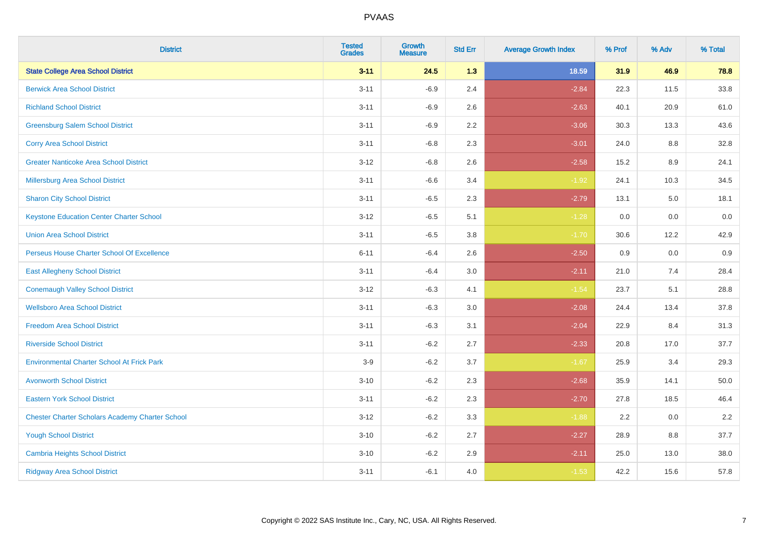# PVAAS

| District | Tested Grades | Growth Measure | Std Err | Average Growth Index | % Prof | % Adv | % Total |
|---|---|---|---|---|---|---|---|
| **State College Area School District** | **3-11** | **24.5** | **1.3** | **18.59** | **31.9** | **46.9** | **78.8** |
| Berwick Area School District | 3-11 | -6.9 | 2.4 | -2.84 | 22.3 | 11.5 | 33.8 |
| Richland School District | 3-11 | -6.9 | 2.6 | -2.63 | 40.1 | 20.9 | 61.0 |
| Greensburg Salem School District | 3-11 | -6.9 | 2.2 | -3.06 | 30.3 | 13.3 | 43.6 |
| Corry Area School District | 3-11 | -6.8 | 2.3 | -3.01 | 24.0 | 8.8 | 32.8 |
| Greater Nanticoke Area School District | 3-12 | -6.8 | 2.6 | -2.58 | 15.2 | 8.9 | 24.1 |
| Millersburg Area School District | 3-11 | -6.6 | 3.4 | -1.92 | 24.1 | 10.3 | 34.5 |
| Sharon City School District | 3-11 | -6.5 | 2.3 | -2.79 | 13.1 | 5.0 | 18.1 |
| Keystone Education Center Charter School | 3-12 | -6.5 | 5.1 | -1.28 | 0.0 | 0.0 | 0.0 |
| Union Area School District | 3-11 | -6.5 | 3.8 | -1.70 | 30.6 | 12.2 | 42.9 |
| Perseus House Charter School Of Excellence | 6-11 | -6.4 | 2.6 | -2.50 | 0.9 | 0.0 | 0.9 |
| East Allegheny School District | 3-11 | -6.4 | 3.0 | -2.11 | 21.0 | 7.4 | 28.4 |
| Conemaugh Valley School District | 3-12 | -6.3 | 4.1 | -1.54 | 23.7 | 5.1 | 28.8 |
| Wellsboro Area School District | 3-11 | -6.3 | 3.0 | -2.08 | 24.4 | 13.4 | 37.8 |
| Freedom Area School District | 3-11 | -6.3 | 3.1 | -2.04 | 22.9 | 8.4 | 31.3 |
| Riverside School District | 3-11 | -6.2 | 2.7 | -2.33 | 20.8 | 17.0 | 37.7 |
| Environmental Charter School At Frick Park | 3-9 | -6.2 | 3.7 | -1.67 | 25.9 | 3.4 | 29.3 |
| Avonworth School District | 3-10 | -6.2 | 2.3 | -2.68 | 35.9 | 14.1 | 50.0 |
| Eastern York School District | 3-11 | -6.2 | 2.3 | -2.70 | 27.8 | 18.5 | 46.4 |
| Chester Charter Scholars Academy Charter School | 3-12 | -6.2 | 3.3 | -1.88 | 2.2 | 0.0 | 2.2 |
| Yough School District | 3-10 | -6.2 | 2.7 | -2.27 | 28.9 | 8.8 | 37.7 |
| Cambria Heights School District | 3-10 | -6.2 | 2.9 | -2.11 | 25.0 | 13.0 | 38.0 |
| Ridgway Area School District | 3-11 | -6.1 | 4.0 | -1.53 | 42.2 | 15.6 | 57.8 |

Copyright © 2022 SAS Institute Inc., Cary, NC, USA. All Rights Reserved.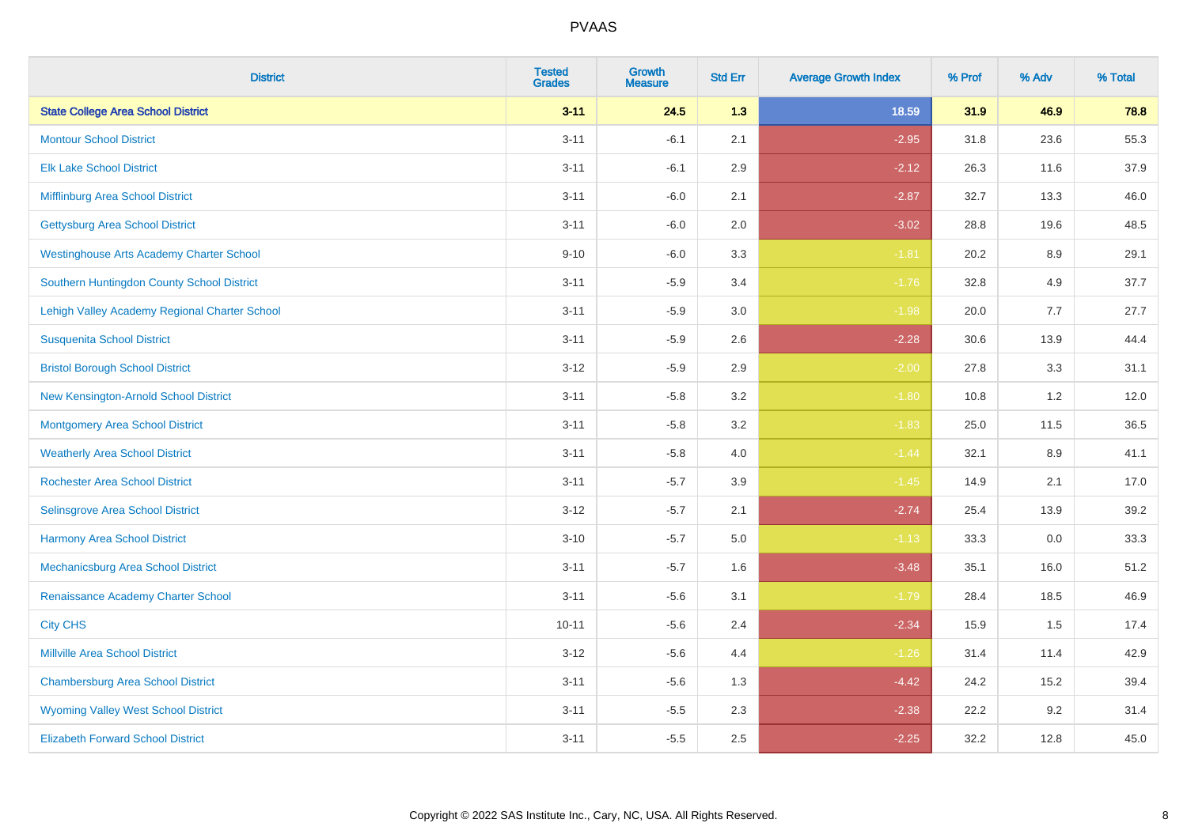# PVAAS

| District | Tested Grades | Growth Measure | Std Err | Average Growth Index | % Prof | % Adv | % Total |
|---|---|---|---|---|---|---|---|
| **State College Area School District** | **3-11** | **24.5** | **1.3** | **18.59** | **31.9** | **46.9** | **78.8** |
| Montour School District | 3-11 | -6.1 | 2.1 | -2.95 | 31.8 | 23.6 | 55.3 |
| Elk Lake School District | 3-11 | -6.1 | 2.9 | -2.12 | 26.3 | 11.6 | 37.9 |
| Mifflinburg Area School District | 3-11 | -6.0 | 2.1 | -2.87 | 32.7 | 13.3 | 46.0 |
| Gettysburg Area School District | 3-11 | -6.0 | 2.0 | -3.02 | 28.8 | 19.6 | 48.5 |
| Westinghouse Arts Academy Charter School | 9-10 | -6.0 | 3.3 | -1.81 | 20.2 | 8.9 | 29.1 |
| Southern Huntingdon County School District | 3-11 | -5.9 | 3.4 | -1.76 | 32.8 | 4.9 | 37.7 |
| Lehigh Valley Academy Regional Charter School | 3-11 | -5.9 | 3.0 | -1.98 | 20.0 | 7.7 | 27.7 |
| Susquenita School District | 3-11 | -5.9 | 2.6 | -2.28 | 30.6 | 13.9 | 44.4 |
| Bristol Borough School District | 3-12 | -5.9 | 2.9 | -2.00 | 27.8 | 3.3 | 31.1 |
| New Kensington-Arnold School District | 3-11 | -5.8 | 3.2 | -1.80 | 10.8 | 1.2 | 12.0 |
| Montgomery Area School District | 3-11 | -5.8 | 3.2 | -1.83 | 25.0 | 11.5 | 36.5 |
| Weatherly Area School District | 3-11 | -5.8 | 4.0 | -1.44 | 32.1 | 8.9 | 41.1 |
| Rochester Area School District | 3-11 | -5.7 | 3.9 | -1.45 | 14.9 | 2.1 | 17.0 |
| Selinsgrove Area School District | 3-12 | -5.7 | 2.1 | -2.74 | 25.4 | 13.9 | 39.2 |
| Harmony Area School District | 3-10 | -5.7 | 5.0 | -1.13 | 33.3 | 0.0 | 33.3 |
| Mechanicsburg Area School District | 3-11 | -5.7 | 1.6 | -3.48 | 35.1 | 16.0 | 51.2 |
| Renaissance Academy Charter School | 3-11 | -5.6 | 3.1 | -1.79 | 28.4 | 18.5 | 46.9 |
| City CHS | 10-11 | -5.6 | 2.4 | -2.34 | 15.9 | 1.5 | 17.4 |
| Millville Area School District | 3-12 | -5.6 | 4.4 | -1.26 | 31.4 | 11.4 | 42.9 |
| Chambersburg Area School District | 3-11 | -5.6 | 1.3 | -4.42 | 24.2 | 15.2 | 39.4 |
| Wyoming Valley West School District | 3-11 | -5.5 | 2.3 | -2.38 | 22.2 | 9.2 | 31.4 |
| Elizabeth Forward School District | 3-11 | -5.5 | 2.5 | -2.25 | 32.2 | 12.8 | 45.0 |

Copyright © 2022 SAS Institute Inc., Cary, NC, USA. All Rights Reserved.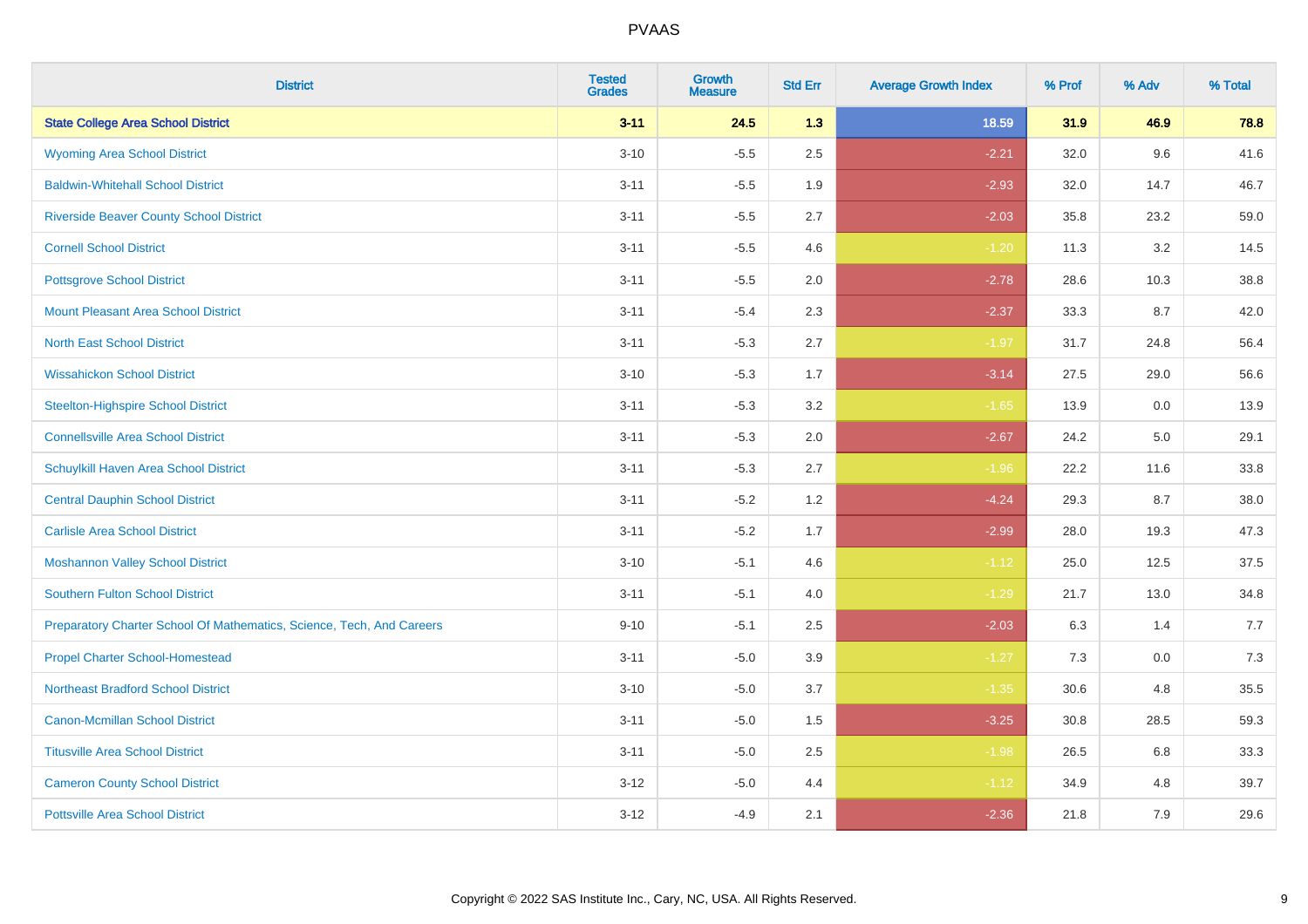# PVAAS

| District | Tested Grades | Growth Measure | Std Err | Average Growth Index | % Prof | % Adv | % Total |
|---|---|---|---|---|---|---|---|
| **State College Area School District** | **3-11** | **24.5** | **1.3** | **18.59** | **31.9** | **46.9** | **78.8** |
| Wyoming Area School District | 3-10 | -5.5 | 2.5 | -2.21 | 32.0 | 9.6 | 41.6 |
| Baldwin-Whitehall School District | 3-11 | -5.5 | 1.9 | -2.93 | 32.0 | 14.7 | 46.7 |
| Riverside Beaver County School District | 3-11 | -5.5 | 2.7 | -2.03 | 35.8 | 23.2 | 59.0 |
| Cornell School District | 3-11 | -5.5 | 4.6 | -1.20 | 11.3 | 3.2 | 14.5 |
| Pottsgrove School District | 3-11 | -5.5 | 2.0 | -2.78 | 28.6 | 10.3 | 38.8 |
| Mount Pleasant Area School District | 3-11 | -5.4 | 2.3 | -2.37 | 33.3 | 8.7 | 42.0 |
| North East School District | 3-11 | -5.3 | 2.7 | -1.97 | 31.7 | 24.8 | 56.4 |
| Wissahickon School District | 3-10 | -5.3 | 1.7 | -3.14 | 27.5 | 29.0 | 56.6 |
| Steelton-Highspire School District | 3-11 | -5.3 | 3.2 | -1.65 | 13.9 | 0.0 | 13.9 |
| Connellsville Area School District | 3-11 | -5.3 | 2.0 | -2.67 | 24.2 | 5.0 | 29.1 |
| Schuylkill Haven Area School District | 3-11 | -5.3 | 2.7 | -1.96 | 22.2 | 11.6 | 33.8 |
| Central Dauphin School District | 3-11 | -5.2 | 1.2 | -4.24 | 29.3 | 8.7 | 38.0 |
| Carlisle Area School District | 3-11 | -5.2 | 1.7 | -2.99 | 28.0 | 19.3 | 47.3 |
| Moshannon Valley School District | 3-10 | -5.1 | 4.6 | -1.12 | 25.0 | 12.5 | 37.5 |
| Southern Fulton School District | 3-11 | -5.1 | 4.0 | -1.29 | 21.7 | 13.0 | 34.8 |
| Preparatory Charter School Of Mathematics, Science, Tech, And Careers | 9-10 | -5.1 | 2.5 | -2.03 | 6.3 | 1.4 | 7.7 |
| Propel Charter School-Homestead | 3-11 | -5.0 | 3.9 | -1.27 | 7.3 | 0.0 | 7.3 |
| Northeast Bradford School District | 3-10 | -5.0 | 3.7 | -1.35 | 30.6 | 4.8 | 35.5 |
| Canon-Mcmillan School District | 3-11 | -5.0 | 1.5 | -3.25 | 30.8 | 28.5 | 59.3 |
| Titusville Area School District | 3-11 | -5.0 | 2.5 | -1.98 | 26.5 | 6.8 | 33.3 |
| Cameron County School District | 3-12 | -5.0 | 4.4 | -1.12 | 34.9 | 4.8 | 39.7 |
| Pottsville Area School District | 3-12 | -4.9 | 2.1 | -2.36 | 21.8 | 7.9 | 29.6 |

Copyright © 2022 SAS Institute Inc., Cary, NC, USA. All Rights Reserved.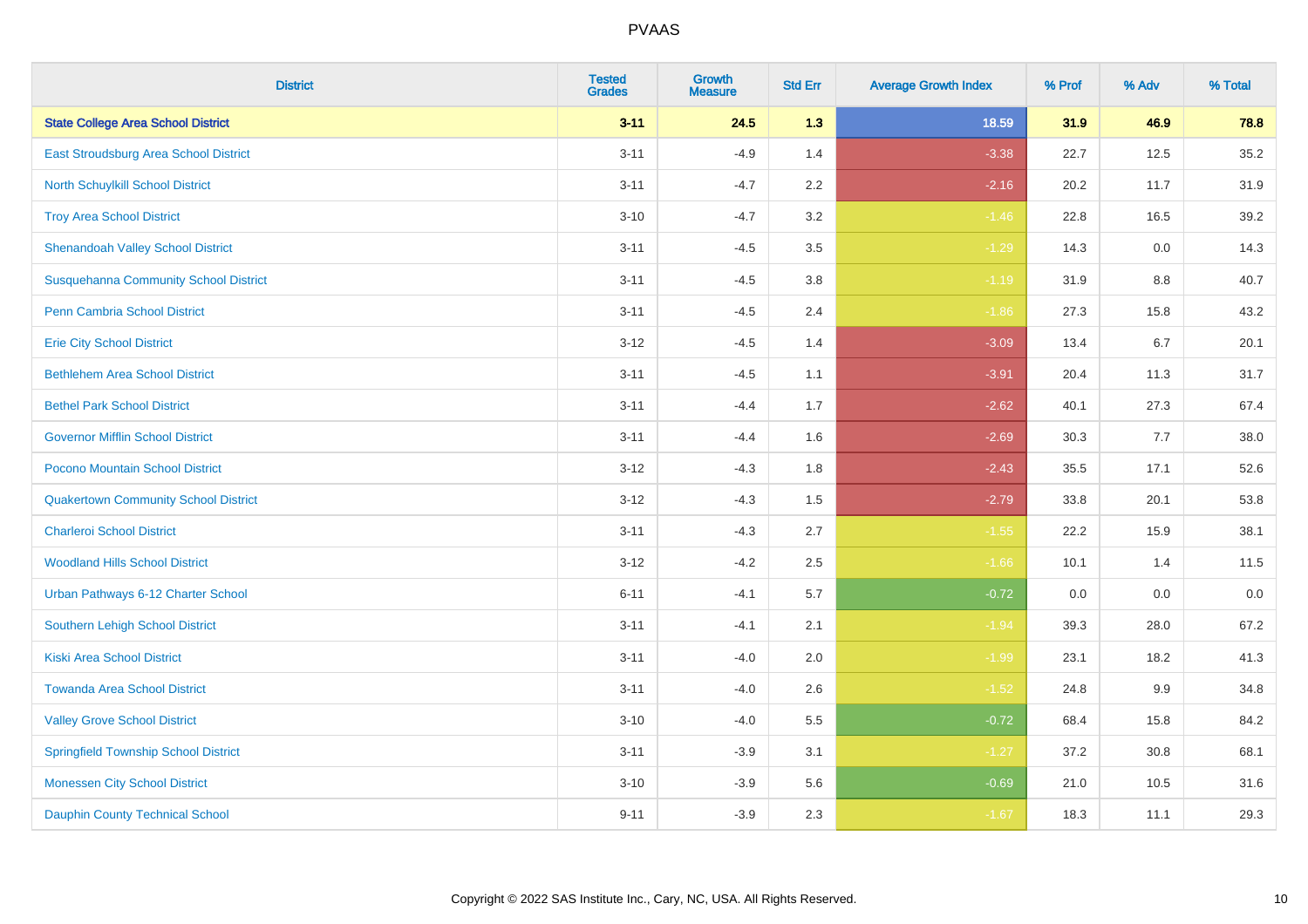# PVAAS

| District | Tested Grades | Growth Measure | Std Err | Average Growth Index | % Prof | % Adv | % Total |
|---|---|---|---|---|---|---|---|
| **State College Area School District** | **3-11** | **24.5** | **1.3** | **18.59** | **31.9** | **46.9** | **78.8** |
| East Stroudsburg Area School District | 3-11 | -4.9 | 1.4 | -3.38 | 22.7 | 12.5 | 35.2 |
| North Schuylkill School District | 3-11 | -4.7 | 2.2 | -2.16 | 20.2 | 11.7 | 31.9 |
| Troy Area School District | 3-10 | -4.7 | 3.2 | -1.46 | 22.8 | 16.5 | 39.2 |
| Shenandoah Valley School District | 3-11 | -4.5 | 3.5 | -1.29 | 14.3 | 0.0 | 14.3 |
| Susquehanna Community School District | 3-11 | -4.5 | 3.8 | -1.19 | 31.9 | 8.8 | 40.7 |
| Penn Cambria School District | 3-11 | -4.5 | 2.4 | -1.86 | 27.3 | 15.8 | 43.2 |
| Erie City School District | 3-12 | -4.5 | 1.4 | -3.09 | 13.4 | 6.7 | 20.1 |
| Bethlehem Area School District | 3-11 | -4.5 | 1.1 | -3.91 | 20.4 | 11.3 | 31.7 |
| Bethel Park School District | 3-11 | -4.4 | 1.7 | -2.62 | 40.1 | 27.3 | 67.4 |
| Governor Mifflin School District | 3-11 | -4.4 | 1.6 | -2.69 | 30.3 | 7.7 | 38.0 |
| Pocono Mountain School District | 3-12 | -4.3 | 1.8 | -2.43 | 35.5 | 17.1 | 52.6 |
| Quakertown Community School District | 3-12 | -4.3 | 1.5 | -2.79 | 33.8 | 20.1 | 53.8 |
| Charleroi School District | 3-11 | -4.3 | 2.7 | -1.55 | 22.2 | 15.9 | 38.1 |
| Woodland Hills School District | 3-12 | -4.2 | 2.5 | -1.66 | 10.1 | 1.4 | 11.5 |
| Urban Pathways 6-12 Charter School | 6-11 | -4.1 | 5.7 | -0.72 | 0.0 | 0.0 | 0.0 |
| Southern Lehigh School District | 3-11 | -4.1 | 2.1 | -1.94 | 39.3 | 28.0 | 67.2 |
| Kiski Area School District | 3-11 | -4.0 | 2.0 | -1.99 | 23.1 | 18.2 | 41.3 |
| Towanda Area School District | 3-11 | -4.0 | 2.6 | -1.52 | 24.8 | 9.9 | 34.8 |
| Valley Grove School District | 3-10 | -4.0 | 5.5 | -0.72 | 68.4 | 15.8 | 84.2 |
| Springfield Township School District | 3-11 | -3.9 | 3.1 | -1.27 | 37.2 | 30.8 | 68.1 |
| Monessen City School District | 3-10 | -3.9 | 5.6 | -0.69 | 21.0 | 10.5 | 31.6 |
| Dauphin County Technical School | 9-11 | -3.9 | 2.3 | -1.67 | 18.3 | 11.1 | 29.3 |

Copyright © 2022 SAS Institute Inc., Cary, NC, USA. All Rights Reserved.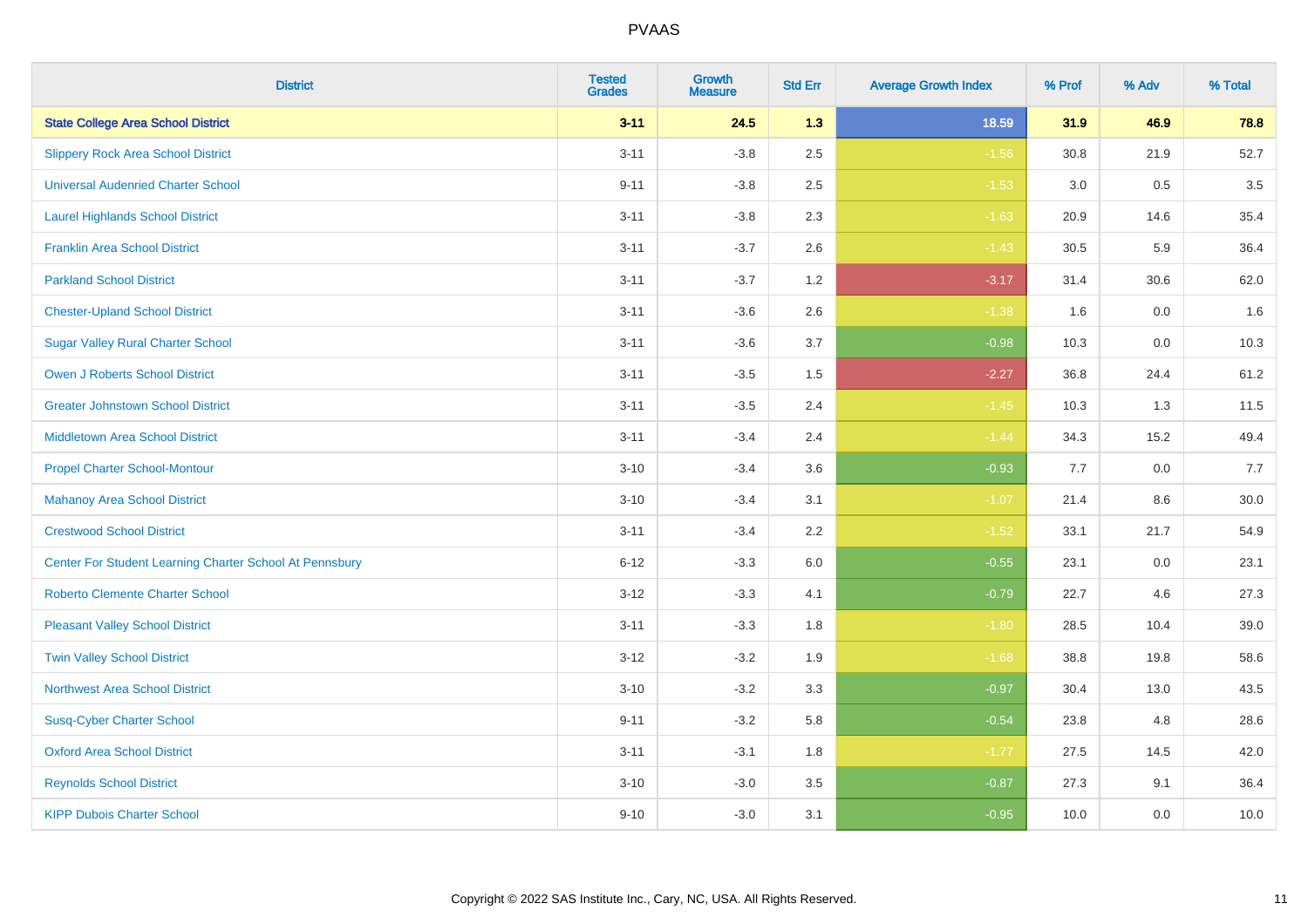| District | Tested Grades | Growth Measure | Std Err | Average Growth Index | % Prof | % Adv | % Total |
|---|---|---|---|---|---|---|---|
| **State College Area School District** | **3-11** | **24.5** | **1.3** | **18.59** | **31.9** | **46.9** | **78.8** |
| Slippery Rock Area School District | 3-11 | -3.8 | 2.5 | -1.56 | 30.8 | 21.9 | 52.7 |
| Universal Audenried Charter School | 9-11 | -3.8 | 2.5 | -1.53 | 3.0 | 0.5 | 3.5 |
| Laurel Highlands School District | 3-11 | -3.8 | 2.3 | -1.63 | 20.9 | 14.6 | 35.4 |
| Franklin Area School District | 3-11 | -3.7 | 2.6 | -1.43 | 30.5 | 5.9 | 36.4 |
| Parkland School District | 3-11 | -3.7 | 1.2 | -3.17 | 31.4 | 30.6 | 62.0 |
| Chester-Upland School District | 3-11 | -3.6 | 2.6 | -1.38 | 1.6 | 0.0 | 1.6 |
| Sugar Valley Rural Charter School | 3-11 | -3.6 | 3.7 | -0.98 | 10.3 | 0.0 | 10.3 |
| Owen J Roberts School District | 3-11 | -3.5 | 1.5 | -2.27 | 36.8 | 24.4 | 61.2 |
| Greater Johnstown School District | 3-11 | -3.5 | 2.4 | -1.45 | 10.3 | 1.3 | 11.5 |
| Middletown Area School District | 3-11 | -3.4 | 2.4 | -1.44 | 34.3 | 15.2 | 49.4 |
| Propel Charter School-Montour | 3-10 | -3.4 | 3.6 | -0.93 | 7.7 | 0.0 | 7.7 |
| Mahanoy Area School District | 3-10 | -3.4 | 3.1 | -1.07 | 21.4 | 8.6 | 30.0 |
| Crestwood School District | 3-11 | -3.4 | 2.2 | -1.52 | 33.1 | 21.7 | 54.9 |
| Center For Student Learning Charter School At Pennsbury | 6-12 | -3.3 | 6.0 | -0.55 | 23.1 | 0.0 | 23.1 |
| Roberto Clemente Charter School | 3-12 | -3.3 | 4.1 | -0.79 | 22.7 | 4.6 | 27.3 |
| Pleasant Valley School District | 3-11 | -3.3 | 1.8 | -1.80 | 28.5 | 10.4 | 39.0 |
| Twin Valley School District | 3-12 | -3.2 | 1.9 | -1.68 | 38.8 | 19.8 | 58.6 |
| Northwest Area School District | 3-10 | -3.2 | 3.3 | -0.97 | 30.4 | 13.0 | 43.5 |
| Susq-Cyber Charter School | 9-11 | -3.2 | 5.8 | -0.54 | 23.8 | 4.8 | 28.6 |
| Oxford Area School District | 3-11 | -3.1 | 1.8 | -1.77 | 27.5 | 14.5 | 42.0 |
| Reynolds School District | 3-10 | -3.0 | 3.5 | -0.87 | 27.3 | 9.1 | 36.4 |
| KIPP Dubois Charter School | 9-10 | -3.0 | 3.1 | -0.95 | 10.0 | 0.0 | 10.0 |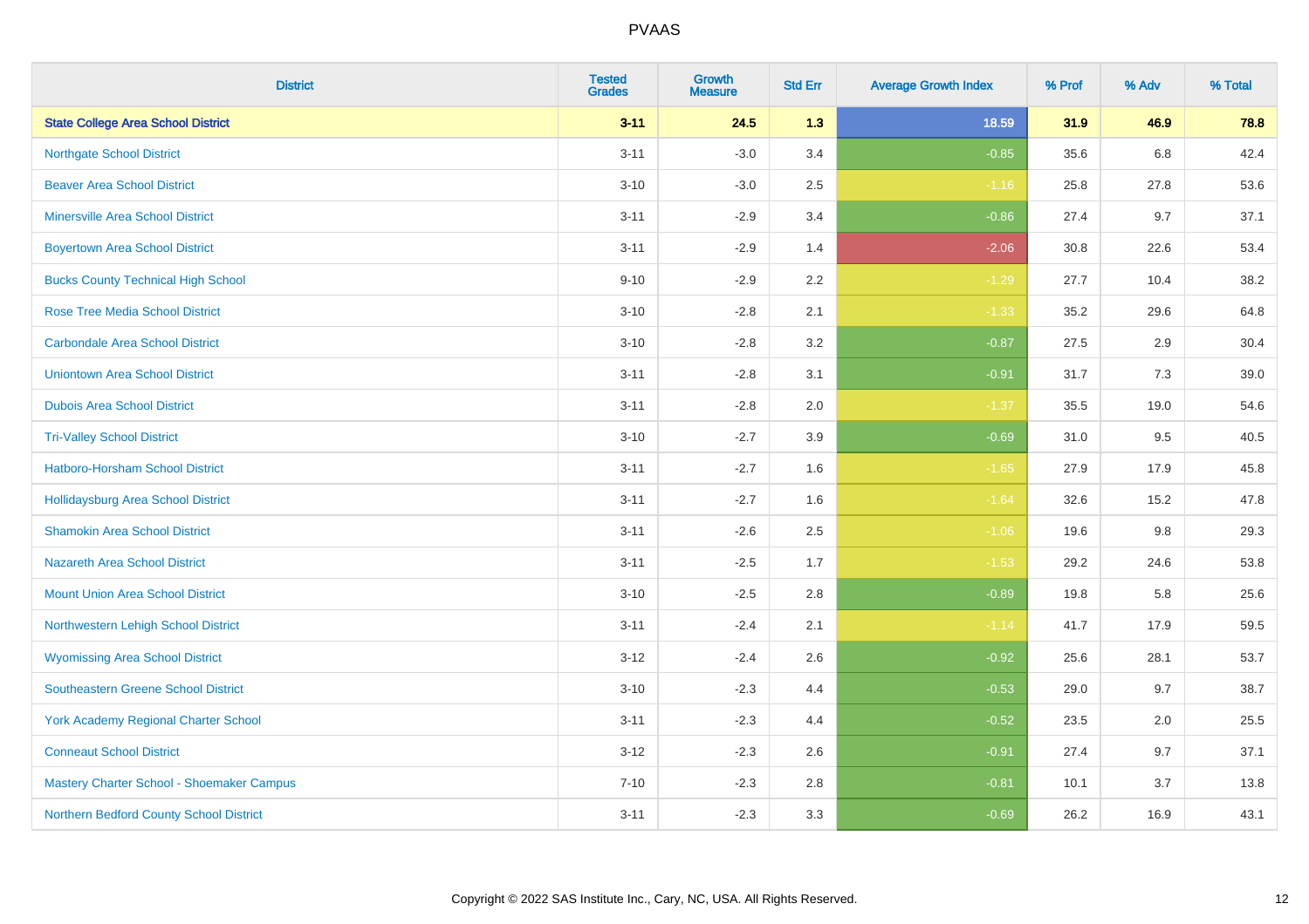# PVAAS

| District | Tested Grades | Growth Measure | Std Err | Average Growth Index | % Prof | % Adv | % Total |
|---|---|---|---|---|---|---|---|
| **State College Area School District** | **3-11** | **24.5** | **1.3** | **18.59** | **31.9** | **46.9** | **78.8** |
| Northgate School District | 3-11 | -3.0 | 3.4 | -0.85 | 35.6 | 6.8 | 42.4 |
| Beaver Area School District | 3-10 | -3.0 | 2.5 | -1.16 | 25.8 | 27.8 | 53.6 |
| Minersville Area School District | 3-11 | -2.9 | 3.4 | -0.86 | 27.4 | 9.7 | 37.1 |
| Boyertown Area School District | 3-11 | -2.9 | 1.4 | -2.06 | 30.8 | 22.6 | 53.4 |
| Bucks County Technical High School | 9-10 | -2.9 | 2.2 | -1.29 | 27.7 | 10.4 | 38.2 |
| Rose Tree Media School District | 3-10 | -2.8 | 2.1 | -1.33 | 35.2 | 29.6 | 64.8 |
| Carbondale Area School District | 3-10 | -2.8 | 3.2 | -0.87 | 27.5 | 2.9 | 30.4 |
| Uniontown Area School District | 3-11 | -2.8 | 3.1 | -0.91 | 31.7 | 7.3 | 39.0 |
| Dubois Area School District | 3-11 | -2.8 | 2.0 | -1.37 | 35.5 | 19.0 | 54.6 |
| Tri-Valley School District | 3-10 | -2.7 | 3.9 | -0.69 | 31.0 | 9.5 | 40.5 |
| Hatboro-Horsham School District | 3-11 | -2.7 | 1.6 | -1.65 | 27.9 | 17.9 | 45.8 |
| Hollidaysburg Area School District | 3-11 | -2.7 | 1.6 | -1.64 | 32.6 | 15.2 | 47.8 |
| Shamokin Area School District | 3-11 | -2.6 | 2.5 | -1.06 | 19.6 | 9.8 | 29.3 |
| Nazareth Area School District | 3-11 | -2.5 | 1.7 | -1.53 | 29.2 | 24.6 | 53.8 |
| Mount Union Area School District | 3-10 | -2.5 | 2.8 | -0.89 | 19.8 | 5.8 | 25.6 |
| Northwestern Lehigh School District | 3-11 | -2.4 | 2.1 | -1.14 | 41.7 | 17.9 | 59.5 |
| Wyomissing Area School District | 3-12 | -2.4 | 2.6 | -0.92 | 25.6 | 28.1 | 53.7 |
| Southeastern Greene School District | 3-10 | -2.3 | 4.4 | -0.53 | 29.0 | 9.7 | 38.7 |
| York Academy Regional Charter School | 3-11 | -2.3 | 4.4 | -0.52 | 23.5 | 2.0 | 25.5 |
| Conneaut School District | 3-12 | -2.3 | 2.6 | -0.91 | 27.4 | 9.7 | 37.1 |
| Mastery Charter School - Shoemaker Campus | 7-10 | -2.3 | 2.8 | -0.81 | 10.1 | 3.7 | 13.8 |
| Northern Bedford County School District | 3-11 | -2.3 | 3.3 | -0.69 | 26.2 | 16.9 | 43.1 |

Copyright © 2022 SAS Institute Inc., Cary, NC, USA. All Rights Reserved.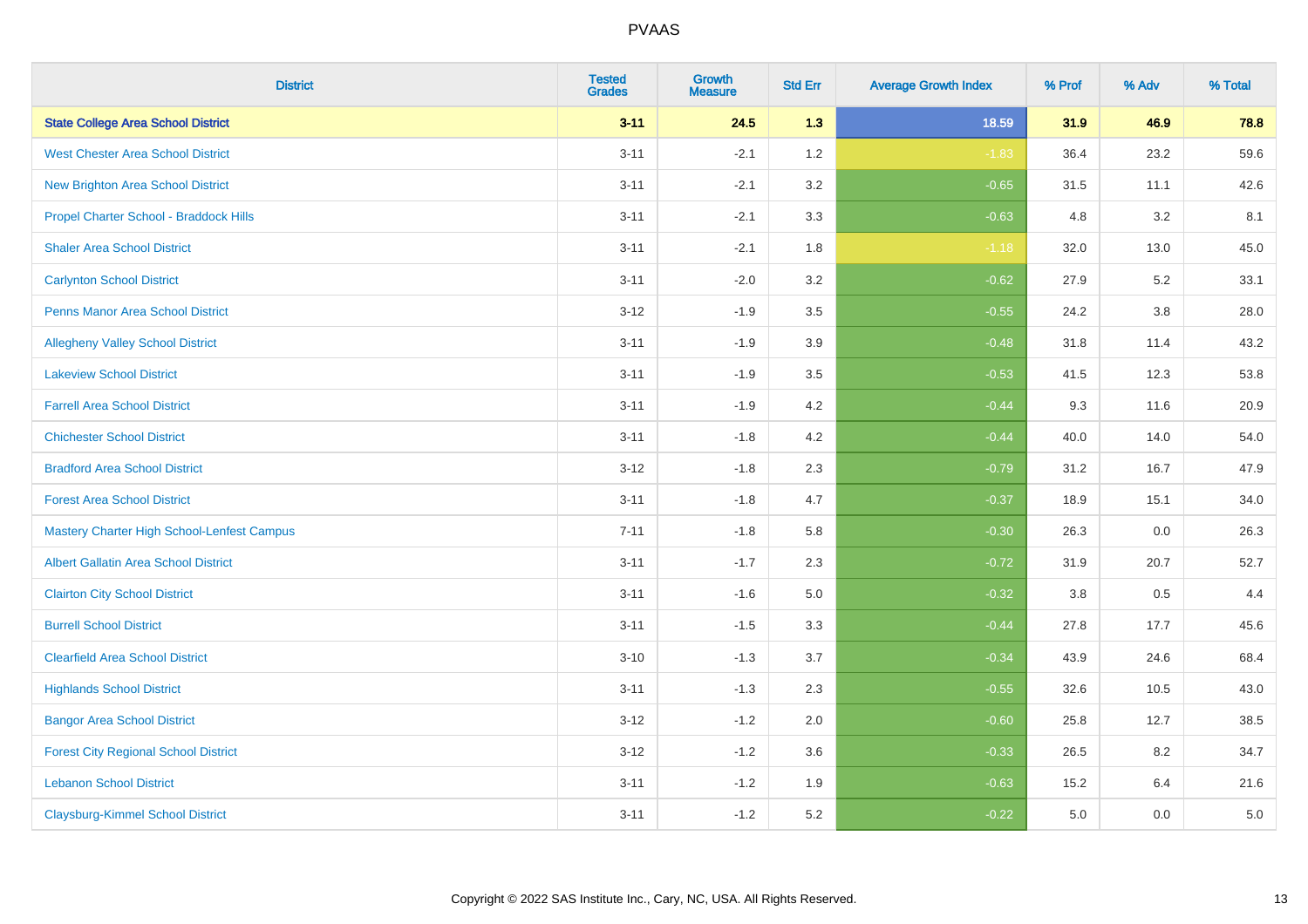| District | Tested Grades | Growth Measure | Std Err | Average Growth Index | % Prof | % Adv | % Total |
|---|---|---|---|---|---|---|---|
| **State College Area School District** | **3-11** | **24.5** | **1.3** | **18.59** | **31.9** | **46.9** | **78.8** |
| West Chester Area School District | 3-11 | -2.1 | 1.2 | -1.83 | 36.4 | 23.2 | 59.6 |
| New Brighton Area School District | 3-11 | -2.1 | 3.2 | -0.65 | 31.5 | 11.1 | 42.6 |
| Propel Charter School - Braddock Hills | 3-11 | -2.1 | 3.3 | -0.63 | 4.8 | 3.2 | 8.1 |
| Shaler Area School District | 3-11 | -2.1 | 1.8 | -1.18 | 32.0 | 13.0 | 45.0 |
| Carlynton School District | 3-11 | -2.0 | 3.2 | -0.62 | 27.9 | 5.2 | 33.1 |
| Penns Manor Area School District | 3-12 | -1.9 | 3.5 | -0.55 | 24.2 | 3.8 | 28.0 |
| Allegheny Valley School District | 3-11 | -1.9 | 3.9 | -0.48 | 31.8 | 11.4 | 43.2 |
| Lakeview School District | 3-11 | -1.9 | 3.5 | -0.53 | 41.5 | 12.3 | 53.8 |
| Farrell Area School District | 3-11 | -1.9 | 4.2 | -0.44 | 9.3 | 11.6 | 20.9 |
| Chichester School District | 3-11 | -1.8 | 4.2 | -0.44 | 40.0 | 14.0 | 54.0 |
| Bradford Area School District | 3-12 | -1.8 | 2.3 | -0.79 | 31.2 | 16.7 | 47.9 |
| Forest Area School District | 3-11 | -1.8 | 4.7 | -0.37 | 18.9 | 15.1 | 34.0 |
| Mastery Charter High School-Lenfest Campus | 7-11 | -1.8 | 5.8 | -0.30 | 26.3 | 0.0 | 26.3 |
| Albert Gallatin Area School District | 3-11 | -1.7 | 2.3 | -0.72 | 31.9 | 20.7 | 52.7 |
| Clairton City School District | 3-11 | -1.6 | 5.0 | -0.32 | 3.8 | 0.5 | 4.4 |
| Burrell School District | 3-11 | -1.5 | 3.3 | -0.44 | 27.8 | 17.7 | 45.6 |
| Clearfield Area School District | 3-10 | -1.3 | 3.7 | -0.34 | 43.9 | 24.6 | 68.4 |
| Highlands School District | 3-11 | -1.3 | 2.3 | -0.55 | 32.6 | 10.5 | 43.0 |
| Bangor Area School District | 3-12 | -1.2 | 2.0 | -0.60 | 25.8 | 12.7 | 38.5 |
| Forest City Regional School District | 3-12 | -1.2 | 3.6 | -0.33 | 26.5 | 8.2 | 34.7 |
| Lebanon School District | 3-11 | -1.2 | 1.9 | -0.63 | 15.2 | 6.4 | 21.6 |
| Claysburg-Kimmel School District | 3-11 | -1.2 | 5.2 | -0.22 | 5.0 | 0.0 | 5.0 |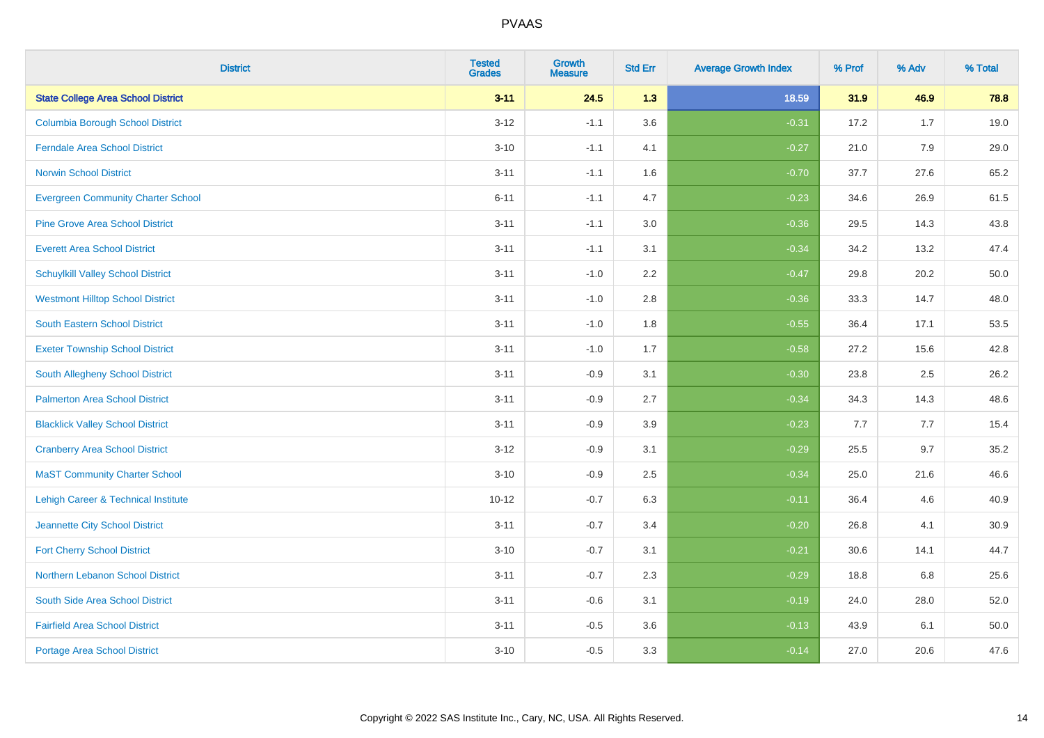# PVAAS

| District | Tested Grades | Growth Measure | Std Err | Average Growth Index | % Prof | % Adv | % Total |
|---|---|---|---|---|---|---|---|
| **State College Area School District** | **3-11** | **24.5** | **1.3** | **18.59** | **31.9** | **46.9** | **78.8** |
| Columbia Borough School District | 3-12 | -1.1 | 3.6 | -0.31 | 17.2 | 1.7 | 19.0 |
| Ferndale Area School District | 3-10 | -1.1 | 4.1 | -0.27 | 21.0 | 7.9 | 29.0 |
| Norwin School District | 3-11 | -1.1 | 1.6 | -0.70 | 37.7 | 27.6 | 65.2 |
| Evergreen Community Charter School | 6-11 | -1.1 | 4.7 | -0.23 | 34.6 | 26.9 | 61.5 |
| Pine Grove Area School District | 3-11 | -1.1 | 3.0 | -0.36 | 29.5 | 14.3 | 43.8 |
| Everett Area School District | 3-11 | -1.1 | 3.1 | -0.34 | 34.2 | 13.2 | 47.4 |
| Schuylkill Valley School District | 3-11 | -1.0 | 2.2 | -0.47 | 29.8 | 20.2 | 50.0 |
| Westmont Hilltop School District | 3-11 | -1.0 | 2.8 | -0.36 | 33.3 | 14.7 | 48.0 |
| South Eastern School District | 3-11 | -1.0 | 1.8 | -0.55 | 36.4 | 17.1 | 53.5 |
| Exeter Township School District | 3-11 | -1.0 | 1.7 | -0.58 | 27.2 | 15.6 | 42.8 |
| South Allegheny School District | 3-11 | -0.9 | 3.1 | -0.30 | 23.8 | 2.5 | 26.2 |
| Palmerton Area School District | 3-11 | -0.9 | 2.7 | -0.34 | 34.3 | 14.3 | 48.6 |
| Blacklick Valley School District | 3-11 | -0.9 | 3.9 | -0.23 | 7.7 | 7.7 | 15.4 |
| Cranberry Area School District | 3-12 | -0.9 | 3.1 | -0.29 | 25.5 | 9.7 | 35.2 |
| MaST Community Charter School | 3-10 | -0.9 | 2.5 | -0.34 | 25.0 | 21.6 | 46.6 |
| Lehigh Career & Technical Institute | 10-12 | -0.7 | 6.3 | -0.11 | 36.4 | 4.6 | 40.9 |
| Jeannette City School District | 3-11 | -0.7 | 3.4 | -0.20 | 26.8 | 4.1 | 30.9 |
| Fort Cherry School District | 3-10 | -0.7 | 3.1 | -0.21 | 30.6 | 14.1 | 44.7 |
| Northern Lebanon School District | 3-11 | -0.7 | 2.3 | -0.29 | 18.8 | 6.8 | 25.6 |
| South Side Area School District | 3-11 | -0.6 | 3.1 | -0.19 | 24.0 | 28.0 | 52.0 |
| Fairfield Area School District | 3-11 | -0.5 | 3.6 | -0.13 | 43.9 | 6.1 | 50.0 |
| Portage Area School District | 3-10 | -0.5 | 3.3 | -0.14 | 27.0 | 20.6 | 47.6 |

Copyright © 2022 SAS Institute Inc., Cary, NC, USA. All Rights Reserved.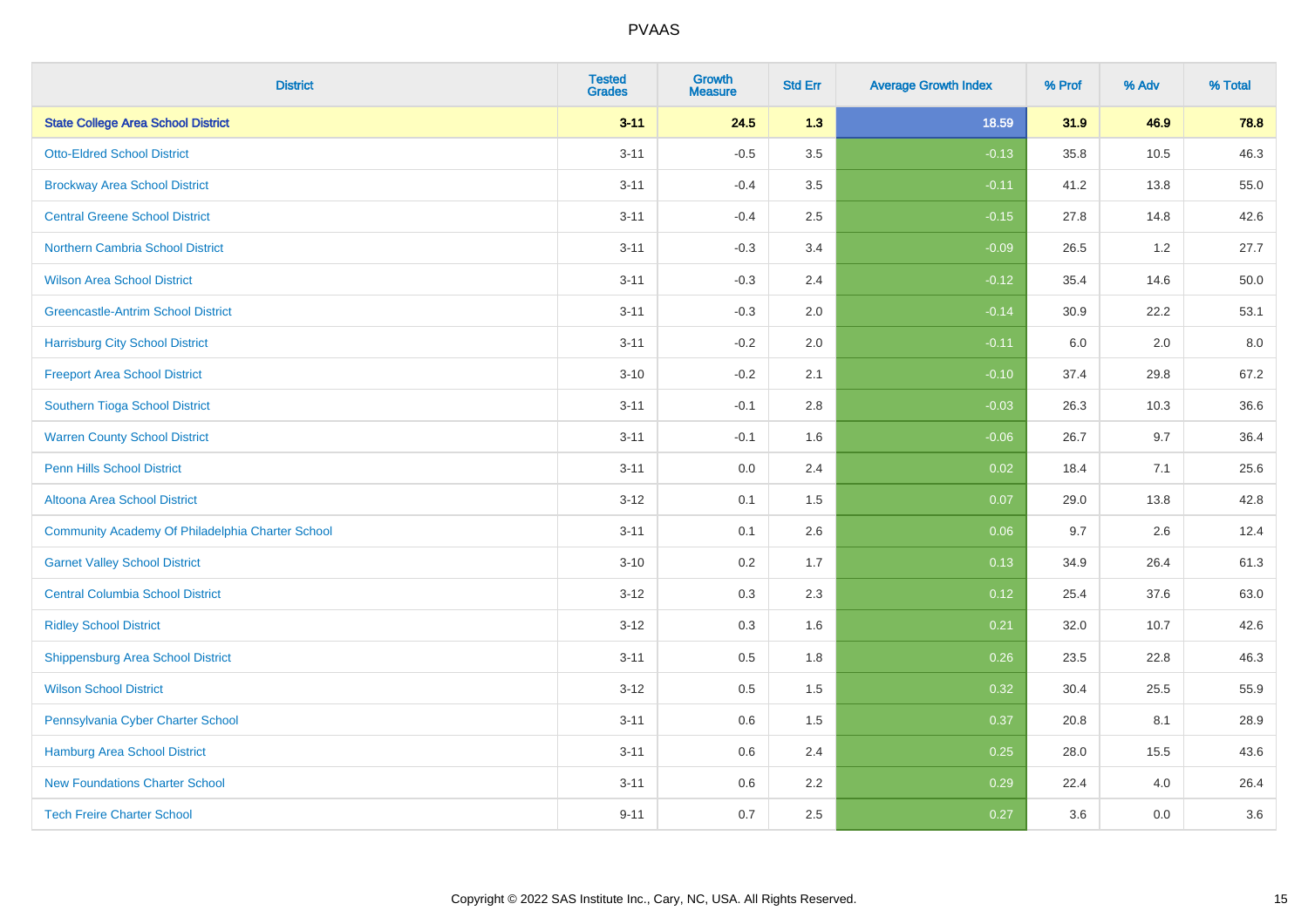# PVAAS

| District | Tested Grades | Growth Measure | Std Err | Average Growth Index | % Prof | % Adv | % Total |
|---|---|---|---|---|---|---|---|
| **State College Area School District** | **3-11** | **24.5** | **1.3** | **18.59** | **31.9** | **46.9** | **78.8** |
| Otto-Eldred School District | 3-11 | -0.5 | 3.5 | -0.13 | 35.8 | 10.5 | 46.3 |
| Brockway Area School District | 3-11 | -0.4 | 3.5 | -0.11 | 41.2 | 13.8 | 55.0 |
| Central Greene School District | 3-11 | -0.4 | 2.5 | -0.15 | 27.8 | 14.8 | 42.6 |
| Northern Cambria School District | 3-11 | -0.3 | 3.4 | -0.09 | 26.5 | 1.2 | 27.7 |
| Wilson Area School District | 3-11 | -0.3 | 2.4 | -0.12 | 35.4 | 14.6 | 50.0 |
| Greencastle-Antrim School District | 3-11 | -0.3 | 2.0 | -0.14 | 30.9 | 22.2 | 53.1 |
| Harrisburg City School District | 3-11 | -0.2 | 2.0 | -0.11 | 6.0 | 2.0 | 8.0 |
| Freeport Area School District | 3-10 | -0.2 | 2.1 | -0.10 | 37.4 | 29.8 | 67.2 |
| Southern Tioga School District | 3-11 | -0.1 | 2.8 | -0.03 | 26.3 | 10.3 | 36.6 |
| Warren County School District | 3-11 | -0.1 | 1.6 | -0.06 | 26.7 | 9.7 | 36.4 |
| Penn Hills School District | 3-11 | 0.0 | 2.4 | 0.02 | 18.4 | 7.1 | 25.6 |
| Altoona Area School District | 3-12 | 0.1 | 1.5 | 0.07 | 29.0 | 13.8 | 42.8 |
| Community Academy Of Philadelphia Charter School | 3-11 | 0.1 | 2.6 | 0.06 | 9.7 | 2.6 | 12.4 |
| Garnet Valley School District | 3-10 | 0.2 | 1.7 | 0.13 | 34.9 | 26.4 | 61.3 |
| Central Columbia School District | 3-12 | 0.3 | 2.3 | 0.12 | 25.4 | 37.6 | 63.0 |
| Ridley School District | 3-12 | 0.3 | 1.6 | 0.21 | 32.0 | 10.7 | 42.6 |
| Shippensburg Area School District | 3-11 | 0.5 | 1.8 | 0.26 | 23.5 | 22.8 | 46.3 |
| Wilson School District | 3-12 | 0.5 | 1.5 | 0.32 | 30.4 | 25.5 | 55.9 |
| Pennsylvania Cyber Charter School | 3-11 | 0.6 | 1.5 | 0.37 | 20.8 | 8.1 | 28.9 |
| Hamburg Area School District | 3-11 | 0.6 | 2.4 | 0.25 | 28.0 | 15.5 | 43.6 |
| New Foundations Charter School | 3-11 | 0.6 | 2.2 | 0.29 | 22.4 | 4.0 | 26.4 |
| Tech Freire Charter School | 9-11 | 0.7 | 2.5 | 0.27 | 3.6 | 0.0 | 3.6 |

Copyright © 2022 SAS Institute Inc., Cary, NC, USA. All Rights Reserved.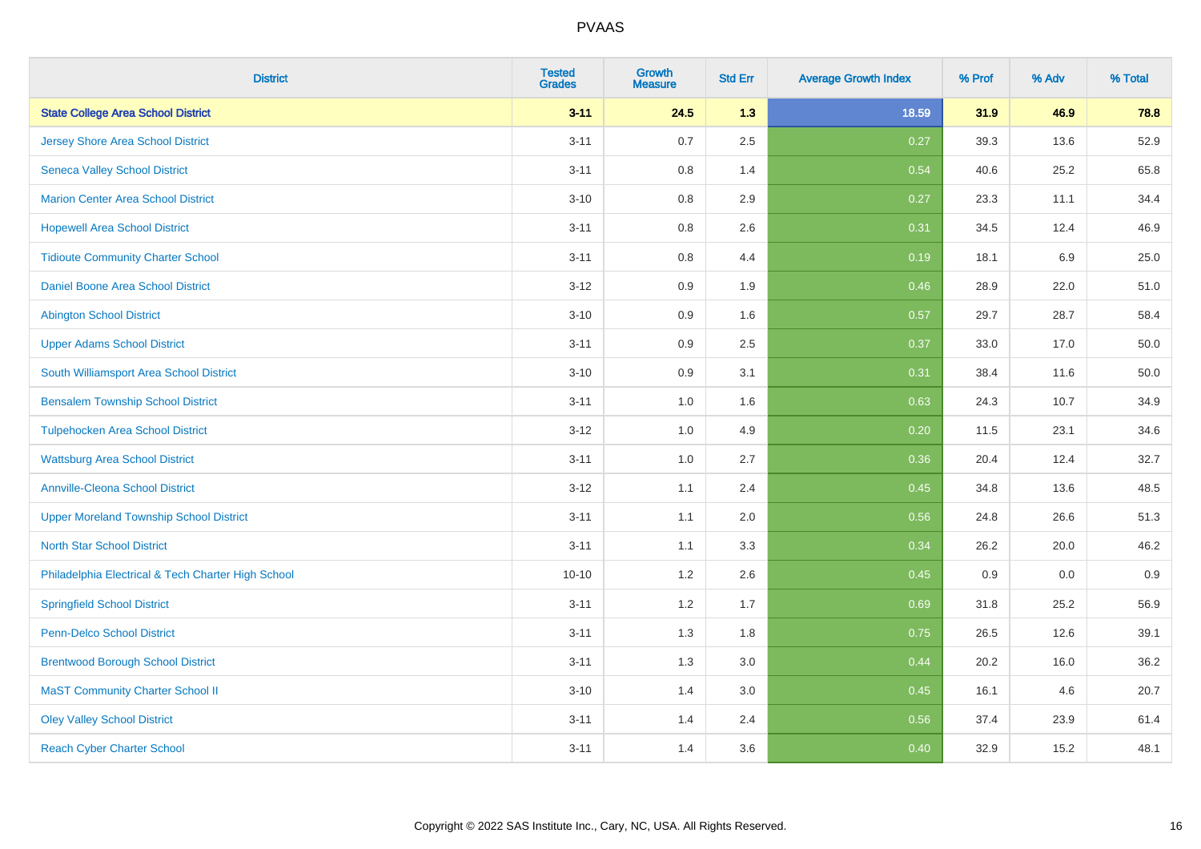# PVAAS

| District | Tested Grades | Growth Measure | Std Err | Average Growth Index | % Prof | % Adv | % Total |
|---|---|---|---|---|---|---|---|
| **State College Area School District** | **3-11** | **24.5** | **1.3** | **18.59** | **31.9** | **46.9** | **78.8** |
| Jersey Shore Area School District | 3-11 | 0.7 | 2.5 | 0.27 | 39.3 | 13.6 | 52.9 |
| Seneca Valley School District | 3-11 | 0.8 | 1.4 | 0.54 | 40.6 | 25.2 | 65.8 |
| Marion Center Area School District | 3-10 | 0.8 | 2.9 | 0.27 | 23.3 | 11.1 | 34.4 |
| Hopewell Area School District | 3-11 | 0.8 | 2.6 | 0.31 | 34.5 | 12.4 | 46.9 |
| Tidioute Community Charter School | 3-11 | 0.8 | 4.4 | 0.19 | 18.1 | 6.9 | 25.0 |
| Daniel Boone Area School District | 3-12 | 0.9 | 1.9 | 0.46 | 28.9 | 22.0 | 51.0 |
| Abington School District | 3-10 | 0.9 | 1.6 | 0.57 | 29.7 | 28.7 | 58.4 |
| Upper Adams School District | 3-11 | 0.9 | 2.5 | 0.37 | 33.0 | 17.0 | 50.0 |
| South Williamsport Area School District | 3-10 | 0.9 | 3.1 | 0.31 | 38.4 | 11.6 | 50.0 |
| Bensalem Township School District | 3-11 | 1.0 | 1.6 | 0.63 | 24.3 | 10.7 | 34.9 |
| Tulpehocken Area School District | 3-12 | 1.0 | 4.9 | 0.20 | 11.5 | 23.1 | 34.6 |
| Wattsburg Area School District | 3-11 | 1.0 | 2.7 | 0.36 | 20.4 | 12.4 | 32.7 |
| Annville-Cleona School District | 3-12 | 1.1 | 2.4 | 0.45 | 34.8 | 13.6 | 48.5 |
| Upper Moreland Township School District | 3-11 | 1.1 | 2.0 | 0.56 | 24.8 | 26.6 | 51.3 |
| North Star School District | 3-11 | 1.1 | 3.3 | 0.34 | 26.2 | 20.0 | 46.2 |
| Philadelphia Electrical & Tech Charter High School | 10-10 | 1.2 | 2.6 | 0.45 | 0.9 | 0.0 | 0.9 |
| Springfield School District | 3-11 | 1.2 | 1.7 | 0.69 | 31.8 | 25.2 | 56.9 |
| Penn-Delco School District | 3-11 | 1.3 | 1.8 | 0.75 | 26.5 | 12.6 | 39.1 |
| Brentwood Borough School District | 3-11 | 1.3 | 3.0 | 0.44 | 20.2 | 16.0 | 36.2 |
| MaST Community Charter School II | 3-10 | 1.4 | 3.0 | 0.45 | 16.1 | 4.6 | 20.7 |
| Oley Valley School District | 3-11 | 1.4 | 2.4 | 0.56 | 37.4 | 23.9 | 61.4 |
| Reach Cyber Charter School | 3-11 | 1.4 | 3.6 | 0.40 | 32.9 | 15.2 | 48.1 |

Copyright © 2022 SAS Institute Inc., Cary, NC, USA. All Rights Reserved.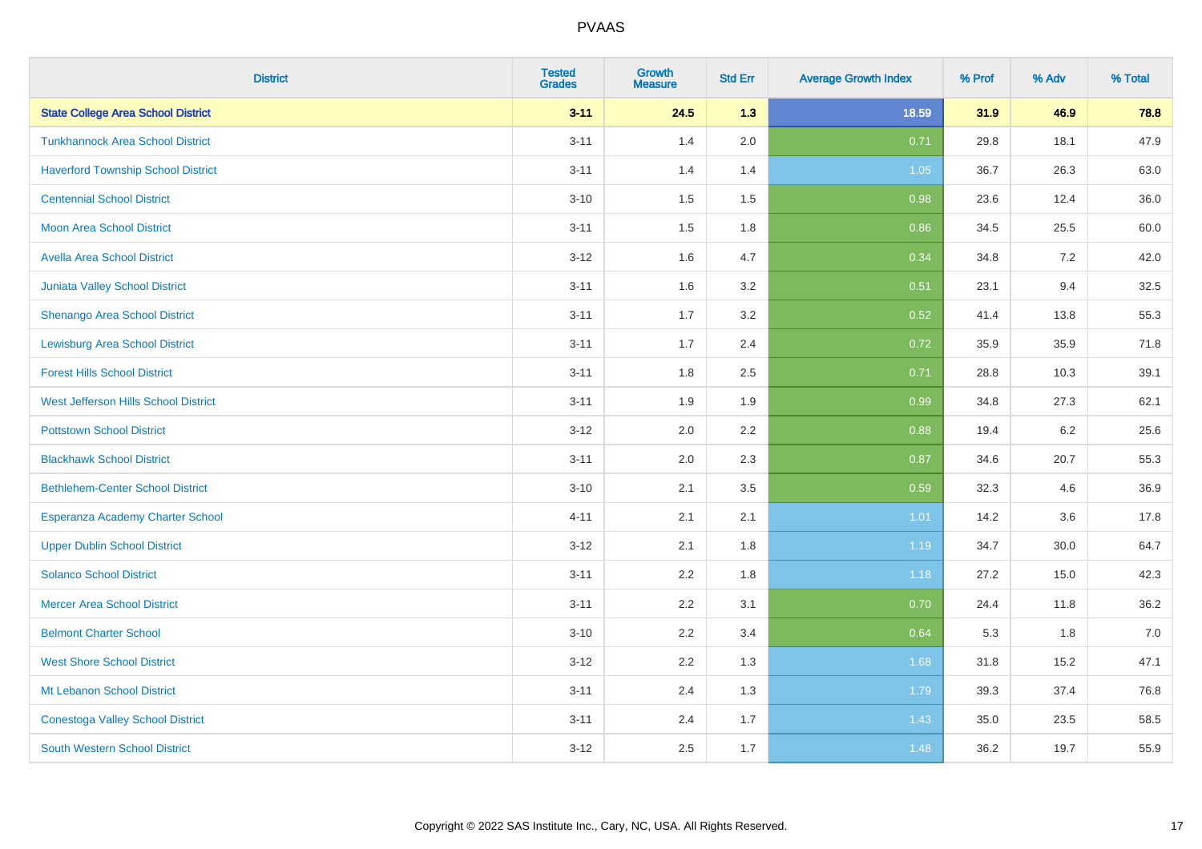# PVAAS

| District | Tested Grades | Growth Measure | Std Err | Average Growth Index | % Prof | % Adv | % Total |
|---|---|---|---|---|---|---|---|
| **State College Area School District** | **3-11** | **24.5** | **1.3** | **18.59** | **31.9** | **46.9** | **78.8** |
| Tunkhannock Area School District | 3-11 | 1.4 | 2.0 | 0.71 | 29.8 | 18.1 | 47.9 |
| Haverford Township School District | 3-11 | 1.4 | 1.4 | 1.05 | 36.7 | 26.3 | 63.0 |
| Centennial School District | 3-10 | 1.5 | 1.5 | 0.98 | 23.6 | 12.4 | 36.0 |
| Moon Area School District | 3-11 | 1.5 | 1.8 | 0.86 | 34.5 | 25.5 | 60.0 |
| Avella Area School District | 3-12 | 1.6 | 4.7 | 0.34 | 34.8 | 7.2 | 42.0 |
| Juniata Valley School District | 3-11 | 1.6 | 3.2 | 0.51 | 23.1 | 9.4 | 32.5 |
| Shenango Area School District | 3-11 | 1.7 | 3.2 | 0.52 | 41.4 | 13.8 | 55.3 |
| Lewisburg Area School District | 3-11 | 1.7 | 2.4 | 0.72 | 35.9 | 35.9 | 71.8 |
| Forest Hills School District | 3-11 | 1.8 | 2.5 | 0.71 | 28.8 | 10.3 | 39.1 |
| West Jefferson Hills School District | 3-11 | 1.9 | 1.9 | 0.99 | 34.8 | 27.3 | 62.1 |
| Pottstown School District | 3-12 | 2.0 | 2.2 | 0.88 | 19.4 | 6.2 | 25.6 |
| Blackhawk School District | 3-11 | 2.0 | 2.3 | 0.87 | 34.6 | 20.7 | 55.3 |
| Bethlehem-Center School District | 3-10 | 2.1 | 3.5 | 0.59 | 32.3 | 4.6 | 36.9 |
| Esperanza Academy Charter School | 4-11 | 2.1 | 2.1 | 1.01 | 14.2 | 3.6 | 17.8 |
| Upper Dublin School District | 3-12 | 2.1 | 1.8 | 1.19 | 34.7 | 30.0 | 64.7 |
| Solanco School District | 3-11 | 2.2 | 1.8 | 1.18 | 27.2 | 15.0 | 42.3 |
| Mercer Area School District | 3-11 | 2.2 | 3.1 | 0.70 | 24.4 | 11.8 | 36.2 |
| Belmont Charter School | 3-10 | 2.2 | 3.4 | 0.64 | 5.3 | 1.8 | 7.0 |
| West Shore School District | 3-12 | 2.2 | 1.3 | 1.68 | 31.8 | 15.2 | 47.1 |
| Mt Lebanon School District | 3-11 | 2.4 | 1.3 | 1.79 | 39.3 | 37.4 | 76.8 |
| Conestoga Valley School District | 3-11 | 2.4 | 1.7 | 1.43 | 35.0 | 23.5 | 58.5 |
| South Western School District | 3-12 | 2.5 | 1.7 | 1.48 | 36.2 | 19.7 | 55.9 |

Copyright © 2022 SAS Institute Inc., Cary, NC, USA. All Rights Reserved.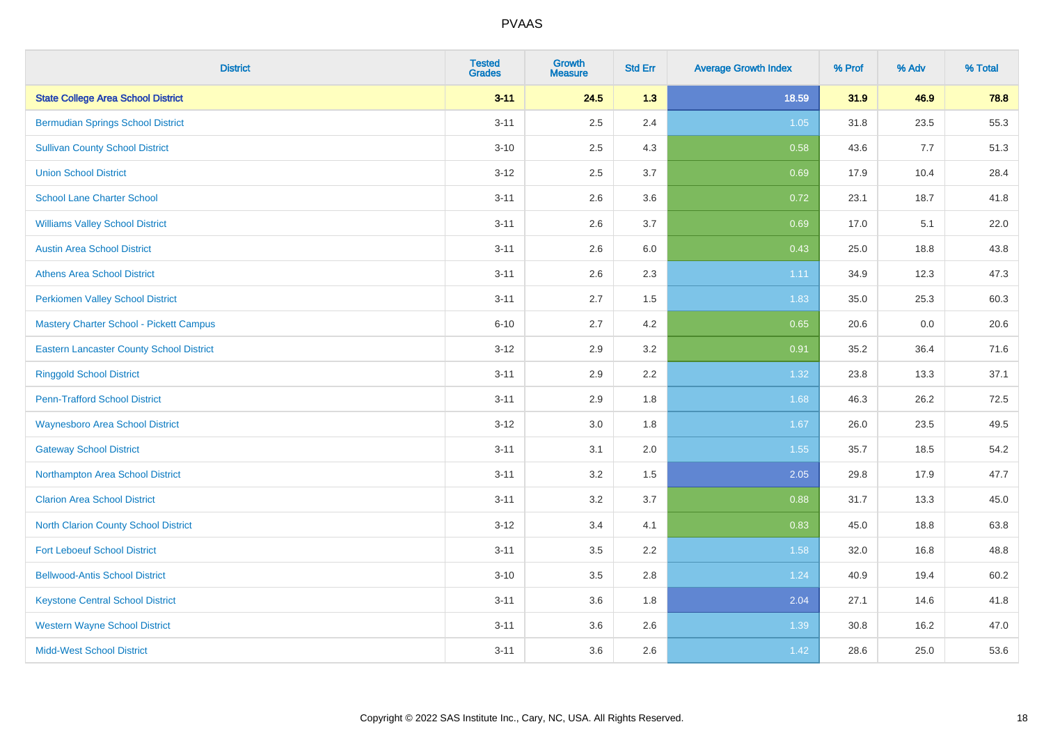| District | Tested Grades | Growth Measure | Std Err | Average Growth Index | % Prof | % Adv | % Total |
|---|---|---|---|---|---|---|---|
| **State College Area School District** | **3-11** | **24.5** | **1.3** | **18.59** | **31.9** | **46.9** | **78.8** |
| Bermudian Springs School District | 3-11 | 2.5 | 2.4 | 1.05 | 31.8 | 23.5 | 55.3 |
| Sullivan County School District | 3-10 | 2.5 | 4.3 | 0.58 | 43.6 | 7.7 | 51.3 |
| Union School District | 3-12 | 2.5 | 3.7 | 0.69 | 17.9 | 10.4 | 28.4 |
| School Lane Charter School | 3-11 | 2.6 | 3.6 | 0.72 | 23.1 | 18.7 | 41.8 |
| Williams Valley School District | 3-11 | 2.6 | 3.7 | 0.69 | 17.0 | 5.1 | 22.0 |
| Austin Area School District | 3-11 | 2.6 | 6.0 | 0.43 | 25.0 | 18.8 | 43.8 |
| Athens Area School District | 3-11 | 2.6 | 2.3 | 1.11 | 34.9 | 12.3 | 47.3 |
| Perkiomen Valley School District | 3-11 | 2.7 | 1.5 | 1.83 | 35.0 | 25.3 | 60.3 |
| Mastery Charter School - Pickett Campus | 6-10 | 2.7 | 4.2 | 0.65 | 20.6 | 0.0 | 20.6 |
| Eastern Lancaster County School District | 3-12 | 2.9 | 3.2 | 0.91 | 35.2 | 36.4 | 71.6 |
| Ringgold School District | 3-11 | 2.9 | 2.2 | 1.32 | 23.8 | 13.3 | 37.1 |
| Penn-Trafford School District | 3-11 | 2.9 | 1.8 | 1.68 | 46.3 | 26.2 | 72.5 |
| Waynesboro Area School District | 3-12 | 3.0 | 1.8 | 1.67 | 26.0 | 23.5 | 49.5 |
| Gateway School District | 3-11 | 3.1 | 2.0 | 1.55 | 35.7 | 18.5 | 54.2 |
| Northampton Area School District | 3-11 | 3.2 | 1.5 | 2.05 | 29.8 | 17.9 | 47.7 |
| Clarion Area School District | 3-11 | 3.2 | 3.7 | 0.88 | 31.7 | 13.3 | 45.0 |
| North Clarion County School District | 3-12 | 3.4 | 4.1 | 0.83 | 45.0 | 18.8 | 63.8 |
| Fort Leboeuf School District | 3-11 | 3.5 | 2.2 | 1.58 | 32.0 | 16.8 | 48.8 |
| Bellwood-Antis School District | 3-10 | 3.5 | 2.8 | 1.24 | 40.9 | 19.4 | 60.2 |
| Keystone Central School District | 3-11 | 3.6 | 1.8 | 2.04 | 27.1 | 14.6 | 41.8 |
| Western Wayne School District | 3-11 | 3.6 | 2.6 | 1.39 | 30.8 | 16.2 | 47.0 |
| Midd-West School District | 3-11 | 3.6 | 2.6 | 1.42 | 28.6 | 25.0 | 53.6 |

Copyright © 2022 SAS Institute Inc., Cary, NC, USA. All Rights Reserved.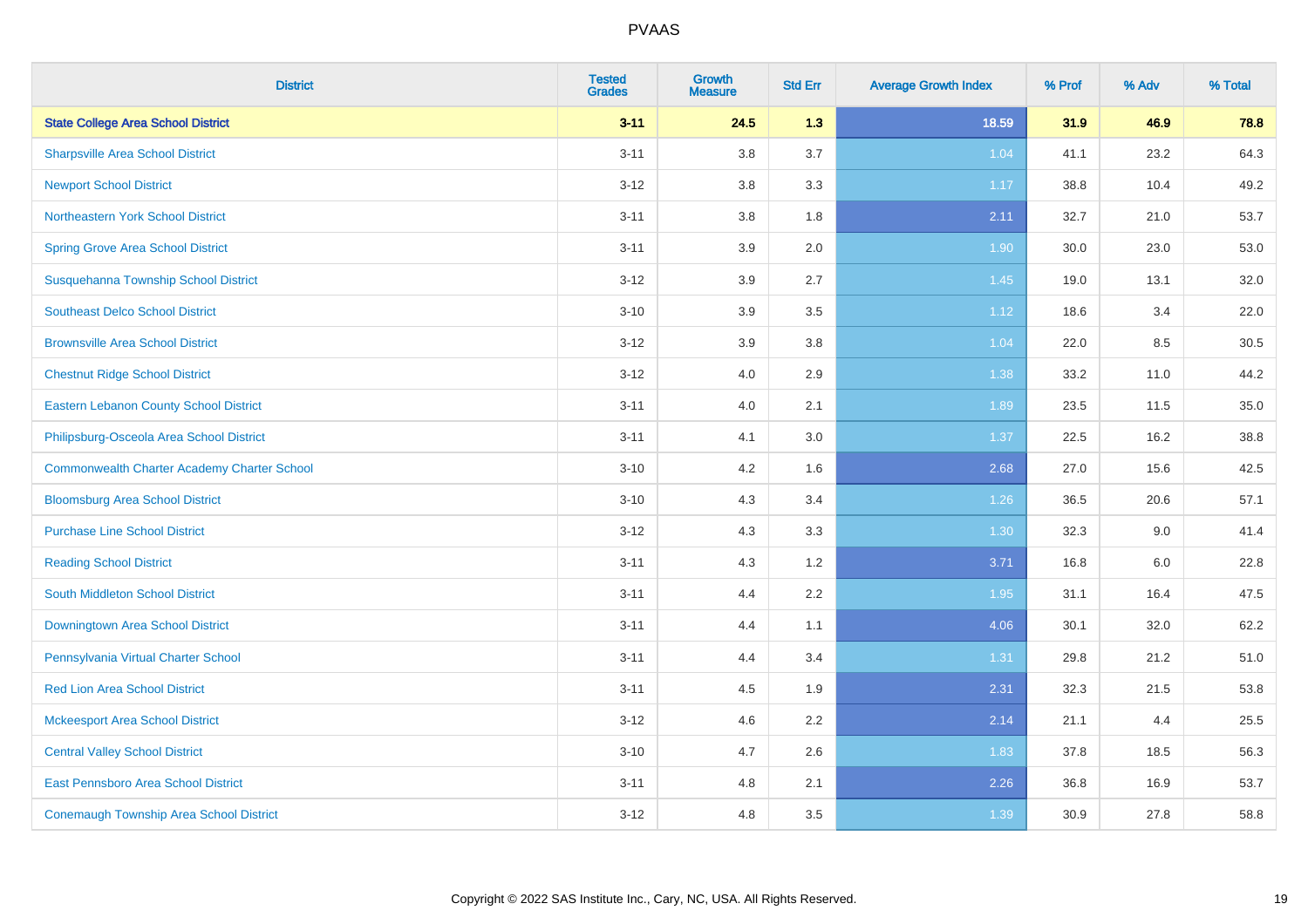# PVAAS

| District | Tested Grades | Growth Measure | Std Err | Average Growth Index | % Prof | % Adv | % Total |
|---|---|---|---|---|---|---|---|
| **State College Area School District** | **3-11** | **24.5** | **1.3** | **18.59** | **31.9** | **46.9** | **78.8** |
| Sharpsville Area School District | 3-11 | 3.8 | 3.7 | 1.04 | 41.1 | 23.2 | 64.3 |
| Newport School District | 3-12 | 3.8 | 3.3 | 1.17 | 38.8 | 10.4 | 49.2 |
| Northeastern York School District | 3-11 | 3.8 | 1.8 | 2.11 | 32.7 | 21.0 | 53.7 |
| Spring Grove Area School District | 3-11 | 3.9 | 2.0 | 1.90 | 30.0 | 23.0 | 53.0 |
| Susquehanna Township School District | 3-12 | 3.9 | 2.7 | 1.45 | 19.0 | 13.1 | 32.0 |
| Southeast Delco School District | 3-10 | 3.9 | 3.5 | 1.12 | 18.6 | 3.4 | 22.0 |
| Brownsville Area School District | 3-12 | 3.9 | 3.8 | 1.04 | 22.0 | 8.5 | 30.5 |
| Chestnut Ridge School District | 3-12 | 4.0 | 2.9 | 1.38 | 33.2 | 11.0 | 44.2 |
| Eastern Lebanon County School District | 3-11 | 4.0 | 2.1 | 1.89 | 23.5 | 11.5 | 35.0 |
| Philipsburg-Osceola Area School District | 3-11 | 4.1 | 3.0 | 1.37 | 22.5 | 16.2 | 38.8 |
| Commonwealth Charter Academy Charter School | 3-10 | 4.2 | 1.6 | 2.68 | 27.0 | 15.6 | 42.5 |
| Bloomsburg Area School District | 3-10 | 4.3 | 3.4 | 1.26 | 36.5 | 20.6 | 57.1 |
| Purchase Line School District | 3-12 | 4.3 | 3.3 | 1.30 | 32.3 | 9.0 | 41.4 |
| Reading School District | 3-11 | 4.3 | 1.2 | 3.71 | 16.8 | 6.0 | 22.8 |
| South Middleton School District | 3-11 | 4.4 | 2.2 | 1.95 | 31.1 | 16.4 | 47.5 |
| Downingtown Area School District | 3-11 | 4.4 | 1.1 | 4.06 | 30.1 | 32.0 | 62.2 |
| Pennsylvania Virtual Charter School | 3-11 | 4.4 | 3.4 | 1.31 | 29.8 | 21.2 | 51.0 |
| Red Lion Area School District | 3-11 | 4.5 | 1.9 | 2.31 | 32.3 | 21.5 | 53.8 |
| Mckeesport Area School District | 3-12 | 4.6 | 2.2 | 2.14 | 21.1 | 4.4 | 25.5 |
| Central Valley School District | 3-10 | 4.7 | 2.6 | 1.83 | 37.8 | 18.5 | 56.3 |
| East Pennsboro Area School District | 3-11 | 4.8 | 2.1 | 2.26 | 36.8 | 16.9 | 53.7 |
| Conemaugh Township Area School District | 3-12 | 4.8 | 3.5 | 1.39 | 30.9 | 27.8 | 58.8 |

Copyright © 2022 SAS Institute Inc., Cary, NC, USA. All Rights Reserved.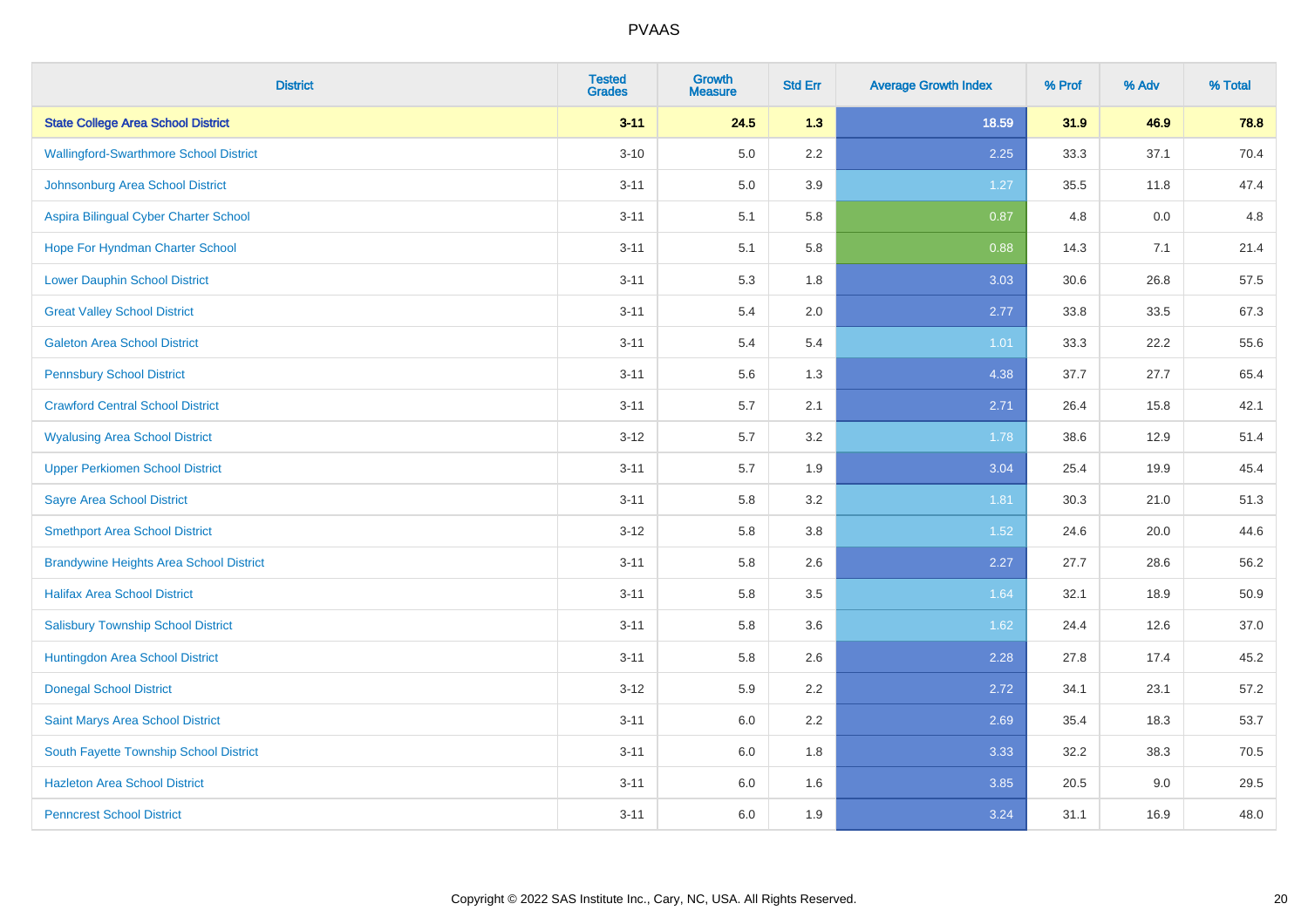# PVAAS

| District | Tested Grades | Growth Measure | Std Err | Average Growth Index | % Prof | % Adv | % Total |
|---|---|---|---|---|---|---|---|
| **State College Area School District** | **3-11** | **24.5** | **1.3** | **18.59** | **31.9** | **46.9** | **78.8** |
| Wallingford-Swarthmore School District | 3-10 | 5.0 | 2.2 | 2.25 | 33.3 | 37.1 | 70.4 |
| Johnsonburg Area School District | 3-11 | 5.0 | 3.9 | 1.27 | 35.5 | 11.8 | 47.4 |
| Aspira Bilingual Cyber Charter School | 3-11 | 5.1 | 5.8 | 0.87 | 4.8 | 0.0 | 4.8 |
| Hope For Hyndman Charter School | 3-11 | 5.1 | 5.8 | 0.88 | 14.3 | 7.1 | 21.4 |
| Lower Dauphin School District | 3-11 | 5.3 | 1.8 | 3.03 | 30.6 | 26.8 | 57.5 |
| Great Valley School District | 3-11 | 5.4 | 2.0 | 2.77 | 33.8 | 33.5 | 67.3 |
| Galeton Area School District | 3-11 | 5.4 | 5.4 | 1.01 | 33.3 | 22.2 | 55.6 |
| Pennsbury School District | 3-11 | 5.6 | 1.3 | 4.38 | 37.7 | 27.7 | 65.4 |
| Crawford Central School District | 3-11 | 5.7 | 2.1 | 2.71 | 26.4 | 15.8 | 42.1 |
| Wyalusing Area School District | 3-12 | 5.7 | 3.2 | 1.78 | 38.6 | 12.9 | 51.4 |
| Upper Perkiomen School District | 3-11 | 5.7 | 1.9 | 3.04 | 25.4 | 19.9 | 45.4 |
| Sayre Area School District | 3-11 | 5.8 | 3.2 | 1.81 | 30.3 | 21.0 | 51.3 |
| Smethport Area School District | 3-12 | 5.8 | 3.8 | 1.52 | 24.6 | 20.0 | 44.6 |
| Brandywine Heights Area School District | 3-11 | 5.8 | 2.6 | 2.27 | 27.7 | 28.6 | 56.2 |
| Halifax Area School District | 3-11 | 5.8 | 3.5 | 1.64 | 32.1 | 18.9 | 50.9 |
| Salisbury Township School District | 3-11 | 5.8 | 3.6 | 1.62 | 24.4 | 12.6 | 37.0 |
| Huntingdon Area School District | 3-11 | 5.8 | 2.6 | 2.28 | 27.8 | 17.4 | 45.2 |
| Donegal School District | 3-12 | 5.9 | 2.2 | 2.72 | 34.1 | 23.1 | 57.2 |
| Saint Marys Area School District | 3-11 | 6.0 | 2.2 | 2.69 | 35.4 | 18.3 | 53.7 |
| South Fayette Township School District | 3-11 | 6.0 | 1.8 | 3.33 | 32.2 | 38.3 | 70.5 |
| Hazleton Area School District | 3-11 | 6.0 | 1.6 | 3.85 | 20.5 | 9.0 | 29.5 |
| Penncrest School District | 3-11 | 6.0 | 1.9 | 3.24 | 31.1 | 16.9 | 48.0 |

Copyright © 2022 SAS Institute Inc., Cary, NC, USA. All Rights Reserved.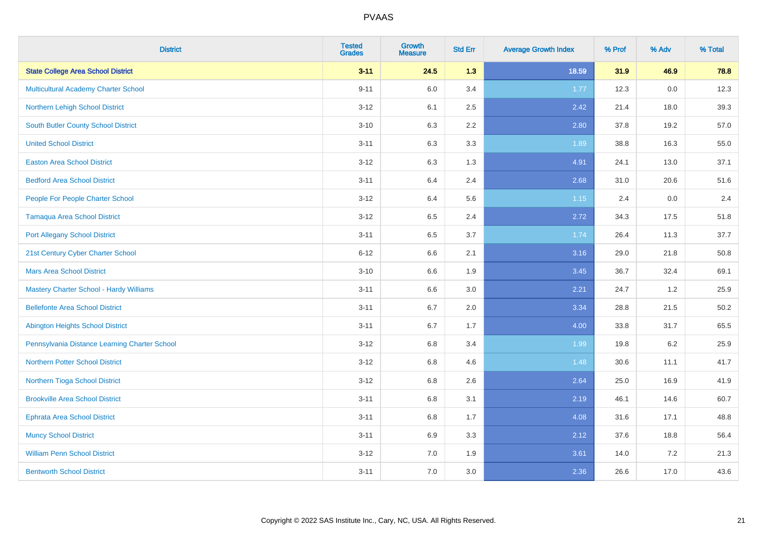| District | Tested Grades | Growth Measure | Std Err | Average Growth Index | % Prof | % Adv | % Total |
|---|---|---|---|---|---|---|---|
| **State College Area School District** | **3-11** | **24.5** | **1.3** | **18.59** | **31.9** | **46.9** | **78.8** |
| Multicultural Academy Charter School | 9-11 | 6.0 | 3.4 | 1.77 | 12.3 | 0.0 | 12.3 |
| Northern Lehigh School District | 3-12 | 6.1 | 2.5 | 2.42 | 21.4 | 18.0 | 39.3 |
| South Butler County School District | 3-10 | 6.3 | 2.2 | 2.80 | 37.8 | 19.2 | 57.0 |
| United School District | 3-11 | 6.3 | 3.3 | 1.89 | 38.8 | 16.3 | 55.0 |
| Easton Area School District | 3-12 | 6.3 | 1.3 | 4.91 | 24.1 | 13.0 | 37.1 |
| Bedford Area School District | 3-11 | 6.4 | 2.4 | 2.68 | 31.0 | 20.6 | 51.6 |
| People For People Charter School | 3-12 | 6.4 | 5.6 | 1.15 | 2.4 | 0.0 | 2.4 |
| Tamaqua Area School District | 3-12 | 6.5 | 2.4 | 2.72 | 34.3 | 17.5 | 51.8 |
| Port Allegany School District | 3-11 | 6.5 | 3.7 | 1.74 | 26.4 | 11.3 | 37.7 |
| 21st Century Cyber Charter School | 6-12 | 6.6 | 2.1 | 3.16 | 29.0 | 21.8 | 50.8 |
| Mars Area School District | 3-10 | 6.6 | 1.9 | 3.45 | 36.7 | 32.4 | 69.1 |
| Mastery Charter School - Hardy Williams | 3-11 | 6.6 | 3.0 | 2.21 | 24.7 | 1.2 | 25.9 |
| Bellefonte Area School District | 3-11 | 6.7 | 2.0 | 3.34 | 28.8 | 21.5 | 50.2 |
| Abington Heights School District | 3-11 | 6.7 | 1.7 | 4.00 | 33.8 | 31.7 | 65.5 |
| Pennsylvania Distance Learning Charter School | 3-12 | 6.8 | 3.4 | 1.99 | 19.8 | 6.2 | 25.9 |
| Northern Potter School District | 3-12 | 6.8 | 4.6 | 1.48 | 30.6 | 11.1 | 41.7 |
| Northern Tioga School District | 3-12 | 6.8 | 2.6 | 2.64 | 25.0 | 16.9 | 41.9 |
| Brookville Area School District | 3-11 | 6.8 | 3.1 | 2.19 | 46.1 | 14.6 | 60.7 |
| Ephrata Area School District | 3-11 | 6.8 | 1.7 | 4.08 | 31.6 | 17.1 | 48.8 |
| Muncy School District | 3-11 | 6.9 | 3.3 | 2.12 | 37.6 | 18.8 | 56.4 |
| William Penn School District | 3-12 | 7.0 | 1.9 | 3.61 | 14.0 | 7.2 | 21.3 |
| Bentworth School District | 3-11 | 7.0 | 3.0 | 2.36 | 26.6 | 17.0 | 43.6 |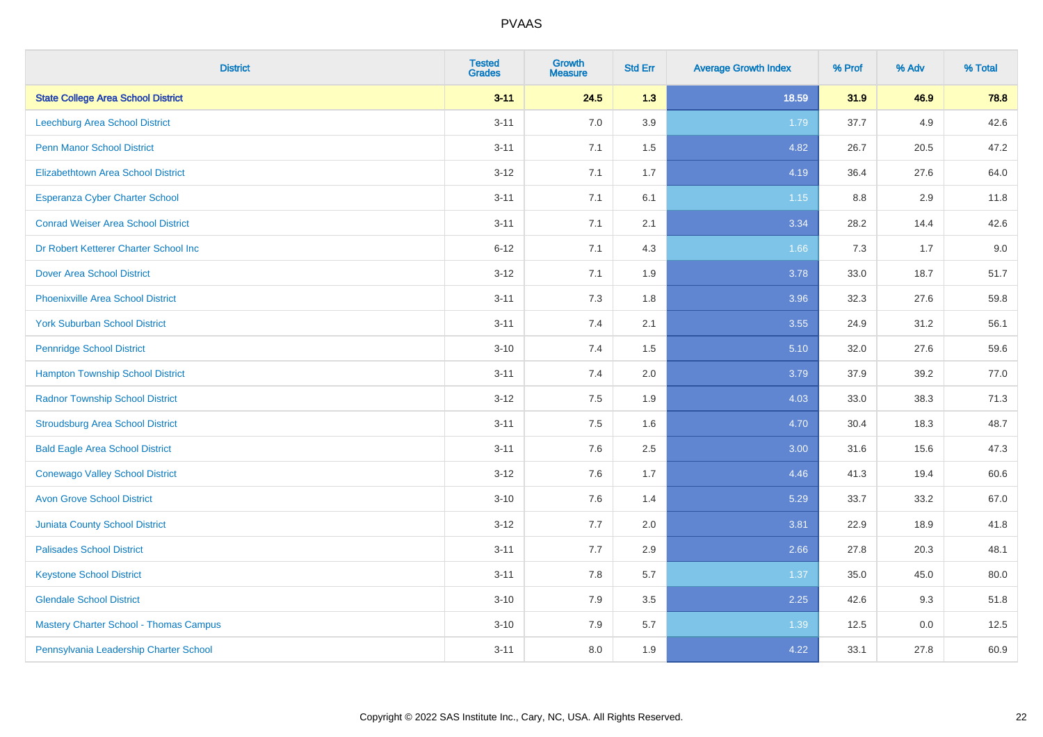# PVAAS

| District | Tested Grades | Growth Measure | Std Err | Average Growth Index | % Prof | % Adv | % Total |
|---|---|---|---|---|---|---|---|
| **State College Area School District** | **3-11** | **24.5** | **1.3** | **18.59** | **31.9** | **46.9** | **78.8** |
| Leechburg Area School District | 3-11 | 7.0 | 3.9 | 1.79 | 37.7 | 4.9 | 42.6 |
| Penn Manor School District | 3-11 | 7.1 | 1.5 | 4.82 | 26.7 | 20.5 | 47.2 |
| Elizabethtown Area School District | 3-12 | 7.1 | 1.7 | 4.19 | 36.4 | 27.6 | 64.0 |
| Esperanza Cyber Charter School | 3-11 | 7.1 | 6.1 | 1.15 | 8.8 | 2.9 | 11.8 |
| Conrad Weiser Area School District | 3-11 | 7.1 | 2.1 | 3.34 | 28.2 | 14.4 | 42.6 |
| Dr Robert Ketterer Charter School Inc | 6-12 | 7.1 | 4.3 | 1.66 | 7.3 | 1.7 | 9.0 |
| Dover Area School District | 3-12 | 7.1 | 1.9 | 3.78 | 33.0 | 18.7 | 51.7 |
| Phoenixville Area School District | 3-11 | 7.3 | 1.8 | 3.96 | 32.3 | 27.6 | 59.8 |
| York Suburban School District | 3-11 | 7.4 | 2.1 | 3.55 | 24.9 | 31.2 | 56.1 |
| Pennridge School District | 3-10 | 7.4 | 1.5 | 5.10 | 32.0 | 27.6 | 59.6 |
| Hampton Township School District | 3-11 | 7.4 | 2.0 | 3.79 | 37.9 | 39.2 | 77.0 |
| Radnor Township School District | 3-12 | 7.5 | 1.9 | 4.03 | 33.0 | 38.3 | 71.3 |
| Stroudsburg Area School District | 3-11 | 7.5 | 1.6 | 4.70 | 30.4 | 18.3 | 48.7 |
| Bald Eagle Area School District | 3-11 | 7.6 | 2.5 | 3.00 | 31.6 | 15.6 | 47.3 |
| Conewago Valley School District | 3-12 | 7.6 | 1.7 | 4.46 | 41.3 | 19.4 | 60.6 |
| Avon Grove School District | 3-10 | 7.6 | 1.4 | 5.29 | 33.7 | 33.2 | 67.0 |
| Juniata County School District | 3-12 | 7.7 | 2.0 | 3.81 | 22.9 | 18.9 | 41.8 |
| Palisades School District | 3-11 | 7.7 | 2.9 | 2.66 | 27.8 | 20.3 | 48.1 |
| Keystone School District | 3-11 | 7.8 | 5.7 | 1.37 | 35.0 | 45.0 | 80.0 |
| Glendale School District | 3-10 | 7.9 | 3.5 | 2.25 | 42.6 | 9.3 | 51.8 |
| Mastery Charter School - Thomas Campus | 3-10 | 7.9 | 5.7 | 1.39 | 12.5 | 0.0 | 12.5 |
| Pennsylvania Leadership Charter School | 3-11 | 8.0 | 1.9 | 4.22 | 33.1 | 27.8 | 60.9 |

Copyright © 2022 SAS Institute Inc., Cary, NC, USA. All Rights Reserved.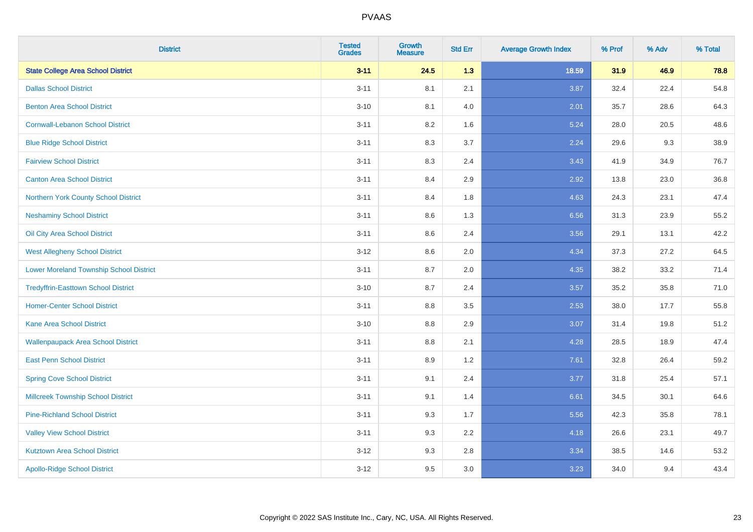| District | Tested Grades | Growth Measure | Std Err | Average Growth Index | % Prof | % Adv | % Total |
|---|---|---|---|---|---|---|---|
| **State College Area School District** | **3-11** | **24.5** | **1.3** | **18.59** | **31.9** | **46.9** | **78.8** |
| Dallas School District | 3-11 | 8.1 | 2.1 | 3.87 | 32.4 | 22.4 | 54.8 |
| Benton Area School District | 3-10 | 8.1 | 4.0 | 2.01 | 35.7 | 28.6 | 64.3 |
| Cornwall-Lebanon School District | 3-11 | 8.2 | 1.6 | 5.24 | 28.0 | 20.5 | 48.6 |
| Blue Ridge School District | 3-11 | 8.3 | 3.7 | 2.24 | 29.6 | 9.3 | 38.9 |
| Fairview School District | 3-11 | 8.3 | 2.4 | 3.43 | 41.9 | 34.9 | 76.7 |
| Canton Area School District | 3-11 | 8.4 | 2.9 | 2.92 | 13.8 | 23.0 | 36.8 |
| Northern York County School District | 3-11 | 8.4 | 1.8 | 4.63 | 24.3 | 23.1 | 47.4 |
| Neshaminy School District | 3-11 | 8.6 | 1.3 | 6.56 | 31.3 | 23.9 | 55.2 |
| Oil City Area School District | 3-11 | 8.6 | 2.4 | 3.56 | 29.1 | 13.1 | 42.2 |
| West Allegheny School District | 3-12 | 8.6 | 2.0 | 4.34 | 37.3 | 27.2 | 64.5 |
| Lower Moreland Township School District | 3-11 | 8.7 | 2.0 | 4.35 | 38.2 | 33.2 | 71.4 |
| Tredyffrin-Easttown School District | 3-10 | 8.7 | 2.4 | 3.57 | 35.2 | 35.8 | 71.0 |
| Homer-Center School District | 3-11 | 8.8 | 3.5 | 2.53 | 38.0 | 17.7 | 55.8 |
| Kane Area School District | 3-10 | 8.8 | 2.9 | 3.07 | 31.4 | 19.8 | 51.2 |
| Wallenpaupack Area School District | 3-11 | 8.8 | 2.1 | 4.28 | 28.5 | 18.9 | 47.4 |
| East Penn School District | 3-11 | 8.9 | 1.2 | 7.61 | 32.8 | 26.4 | 59.2 |
| Spring Cove School District | 3-11 | 9.1 | 2.4 | 3.77 | 31.8 | 25.4 | 57.1 |
| Millcreek Township School District | 3-11 | 9.1 | 1.4 | 6.61 | 34.5 | 30.1 | 64.6 |
| Pine-Richland School District | 3-11 | 9.3 | 1.7 | 5.56 | 42.3 | 35.8 | 78.1 |
| Valley View School District | 3-11 | 9.3 | 2.2 | 4.18 | 26.6 | 23.1 | 49.7 |
| Kutztown Area School District | 3-12 | 9.3 | 2.8 | 3.34 | 38.5 | 14.6 | 53.2 |
| Apollo-Ridge School District | 3-12 | 9.5 | 3.0 | 3.23 | 34.0 | 9.4 | 43.4 |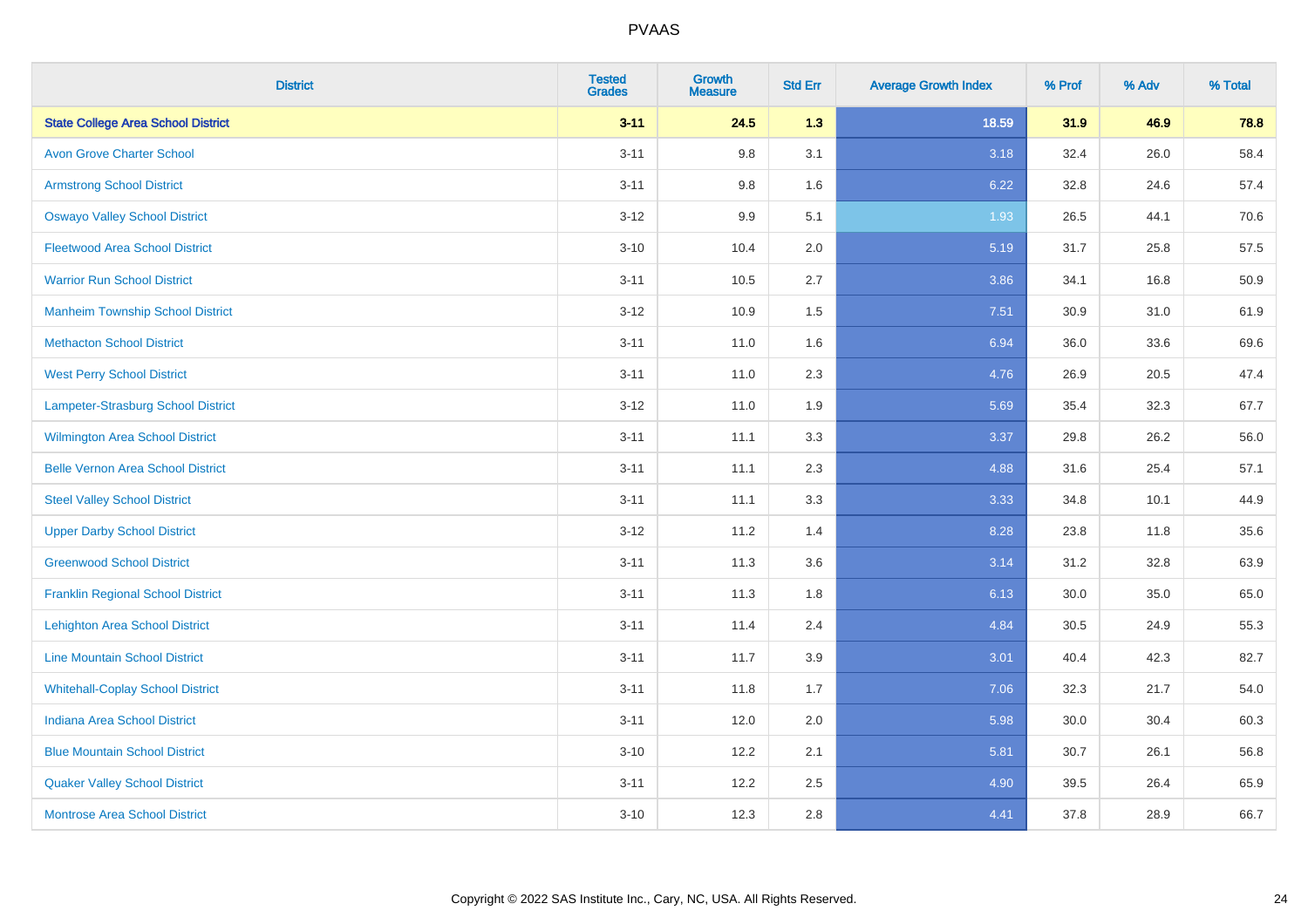| District | Tested Grades | Growth Measure | Std Err | Average Growth Index | % Prof | % Adv | % Total |
|---|---|---|---|---|---|---|---|
| **State College Area School District** | **3-11** | **24.5** | **1.3** | **18.59** | **31.9** | **46.9** | **78.8** |
| Avon Grove Charter School | 3-11 | 9.8 | 3.1 | 3.18 | 32.4 | 26.0 | 58.4 |
| Armstrong School District | 3-11 | 9.8 | 1.6 | 6.22 | 32.8 | 24.6 | 57.4 |
| Oswayo Valley School District | 3-12 | 9.9 | 5.1 | 1.93 | 26.5 | 44.1 | 70.6 |
| Fleetwood Area School District | 3-10 | 10.4 | 2.0 | 5.19 | 31.7 | 25.8 | 57.5 |
| Warrior Run School District | 3-11 | 10.5 | 2.7 | 3.86 | 34.1 | 16.8 | 50.9 |
| Manheim Township School District | 3-12 | 10.9 | 1.5 | 7.51 | 30.9 | 31.0 | 61.9 |
| Methacton School District | 3-11 | 11.0 | 1.6 | 6.94 | 36.0 | 33.6 | 69.6 |
| West Perry School District | 3-11 | 11.0 | 2.3 | 4.76 | 26.9 | 20.5 | 47.4 |
| Lampeter-Strasburg School District | 3-12 | 11.0 | 1.9 | 5.69 | 35.4 | 32.3 | 67.7 |
| Wilmington Area School District | 3-11 | 11.1 | 3.3 | 3.37 | 29.8 | 26.2 | 56.0 |
| Belle Vernon Area School District | 3-11 | 11.1 | 2.3 | 4.88 | 31.6 | 25.4 | 57.1 |
| Steel Valley School District | 3-11 | 11.1 | 3.3 | 3.33 | 34.8 | 10.1 | 44.9 |
| Upper Darby School District | 3-12 | 11.2 | 1.4 | 8.28 | 23.8 | 11.8 | 35.6 |
| Greenwood School District | 3-11 | 11.3 | 3.6 | 3.14 | 31.2 | 32.8 | 63.9 |
| Franklin Regional School District | 3-11 | 11.3 | 1.8 | 6.13 | 30.0 | 35.0 | 65.0 |
| Lehighton Area School District | 3-11 | 11.4 | 2.4 | 4.84 | 30.5 | 24.9 | 55.3 |
| Line Mountain School District | 3-11 | 11.7 | 3.9 | 3.01 | 40.4 | 42.3 | 82.7 |
| Whitehall-Coplay School District | 3-11 | 11.8 | 1.7 | 7.06 | 32.3 | 21.7 | 54.0 |
| Indiana Area School District | 3-11 | 12.0 | 2.0 | 5.98 | 30.0 | 30.4 | 60.3 |
| Blue Mountain School District | 3-10 | 12.2 | 2.1 | 5.81 | 30.7 | 26.1 | 56.8 |
| Quaker Valley School District | 3-11 | 12.2 | 2.5 | 4.90 | 39.5 | 26.4 | 65.9 |
| Montrose Area School District | 3-10 | 12.3 | 2.8 | 4.41 | 37.8 | 28.9 | 66.7 |

Copyright © 2022 SAS Institute Inc., Cary, NC, USA. All Rights Reserved.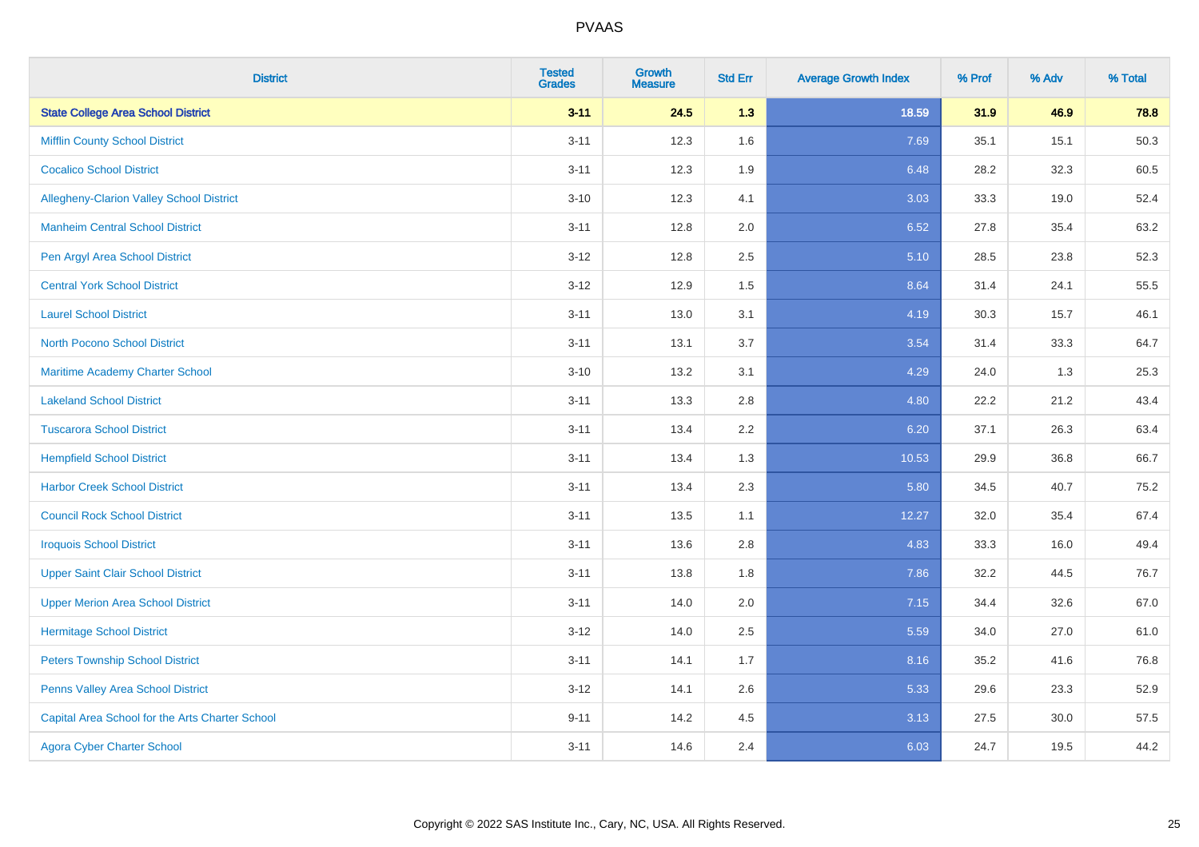| District | Tested Grades | Growth Measure | Std Err | Average Growth Index | % Prof | % Adv | % Total |
|---|---|---|---|---|---|---|---|
| **State College Area School District** | **3-11** | **24.5** | **1.3** | **18.59** | **31.9** | **46.9** | **78.8** |
| Mifflin County School District | 3-11 | 12.3 | 1.6 | 7.69 | 35.1 | 15.1 | 50.3 |
| Cocalico School District | 3-11 | 12.3 | 1.9 | 6.48 | 28.2 | 32.3 | 60.5 |
| Allegheny-Clarion Valley School District | 3-10 | 12.3 | 4.1 | 3.03 | 33.3 | 19.0 | 52.4 |
| Manheim Central School District | 3-11 | 12.8 | 2.0 | 6.52 | 27.8 | 35.4 | 63.2 |
| Pen Argyl Area School District | 3-12 | 12.8 | 2.5 | 5.10 | 28.5 | 23.8 | 52.3 |
| Central York School District | 3-12 | 12.9 | 1.5 | 8.64 | 31.4 | 24.1 | 55.5 |
| Laurel School District | 3-11 | 13.0 | 3.1 | 4.19 | 30.3 | 15.7 | 46.1 |
| North Pocono School District | 3-11 | 13.1 | 3.7 | 3.54 | 31.4 | 33.3 | 64.7 |
| Maritime Academy Charter School | 3-10 | 13.2 | 3.1 | 4.29 | 24.0 | 1.3 | 25.3 |
| Lakeland School District | 3-11 | 13.3 | 2.8 | 4.80 | 22.2 | 21.2 | 43.4 |
| Tuscarora School District | 3-11 | 13.4 | 2.2 | 6.20 | 37.1 | 26.3 | 63.4 |
| Hempfield School District | 3-11 | 13.4 | 1.3 | 10.53 | 29.9 | 36.8 | 66.7 |
| Harbor Creek School District | 3-11 | 13.4 | 2.3 | 5.80 | 34.5 | 40.7 | 75.2 |
| Council Rock School District | 3-11 | 13.5 | 1.1 | 12.27 | 32.0 | 35.4 | 67.4 |
| Iroquois School District | 3-11 | 13.6 | 2.8 | 4.83 | 33.3 | 16.0 | 49.4 |
| Upper Saint Clair School District | 3-11 | 13.8 | 1.8 | 7.86 | 32.2 | 44.5 | 76.7 |
| Upper Merion Area School District | 3-11 | 14.0 | 2.0 | 7.15 | 34.4 | 32.6 | 67.0 |
| Hermitage School District | 3-12 | 14.0 | 2.5 | 5.59 | 34.0 | 27.0 | 61.0 |
| Peters Township School District | 3-11 | 14.1 | 1.7 | 8.16 | 35.2 | 41.6 | 76.8 |
| Penns Valley Area School District | 3-12 | 14.1 | 2.6 | 5.33 | 29.6 | 23.3 | 52.9 |
| Capital Area School for the Arts Charter School | 9-11 | 14.2 | 4.5 | 3.13 | 27.5 | 30.0 | 57.5 |
| Agora Cyber Charter School | 3-11 | 14.6 | 2.4 | 6.03 | 24.7 | 19.5 | 44.2 |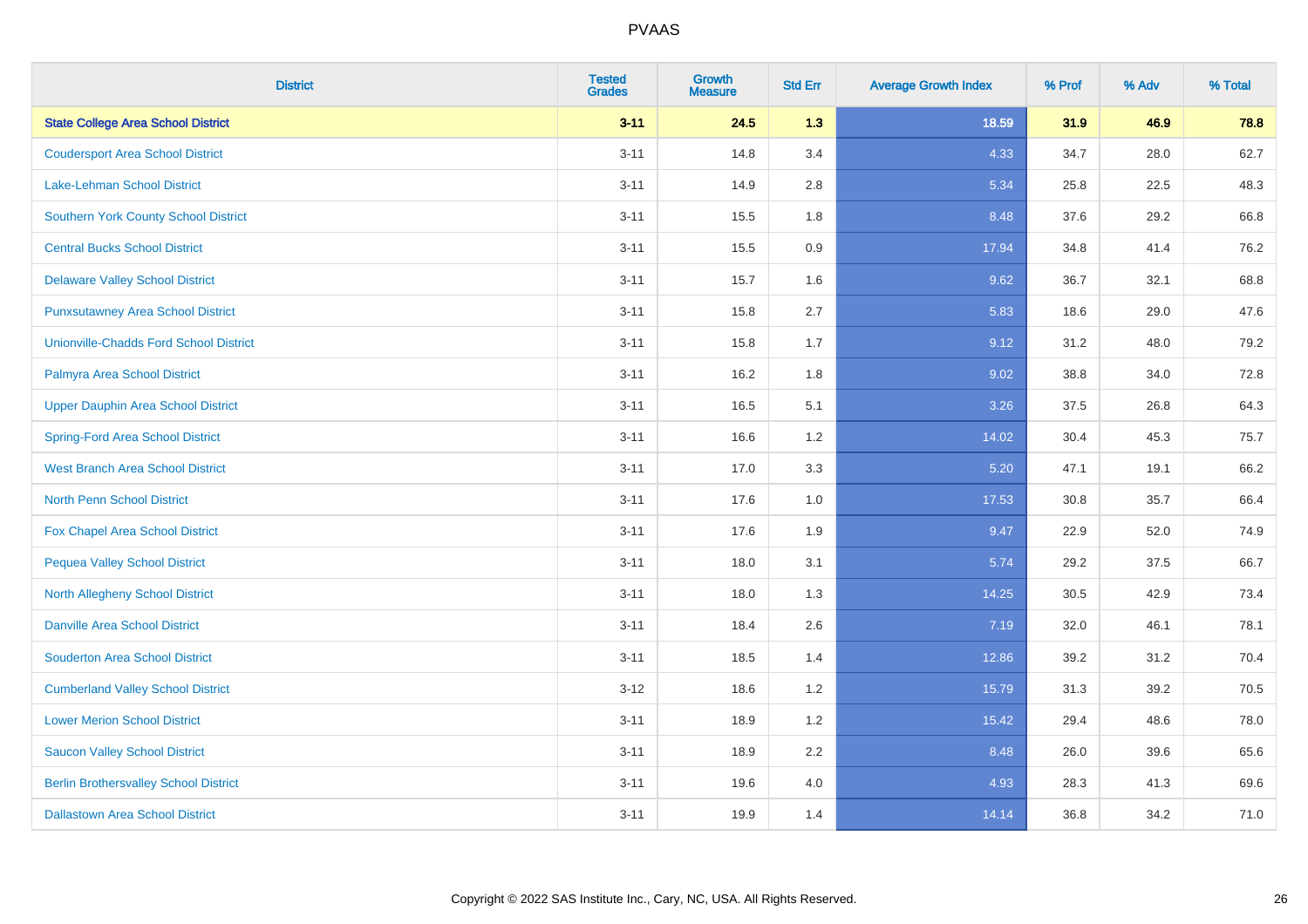# PVAAS

| District | Tested Grades | Growth Measure | Std Err | Average Growth Index | % Prof | % Adv | % Total |
|---|---|---|---|---|---|---|---|
| **State College Area School District** | **3-11** | **24.5** | **1.3** | **18.59** | **31.9** | **46.9** | **78.8** |
| Coudersport Area School District | 3-11 | 14.8 | 3.4 | 4.33 | 34.7 | 28.0 | 62.7 |
| Lake-Lehman School District | 3-11 | 14.9 | 2.8 | 5.34 | 25.8 | 22.5 | 48.3 |
| Southern York County School District | 3-11 | 15.5 | 1.8 | 8.48 | 37.6 | 29.2 | 66.8 |
| Central Bucks School District | 3-11 | 15.5 | 0.9 | 17.94 | 34.8 | 41.4 | 76.2 |
| Delaware Valley School District | 3-11 | 15.7 | 1.6 | 9.62 | 36.7 | 32.1 | 68.8 |
| Punxsutawney Area School District | 3-11 | 15.8 | 2.7 | 5.83 | 18.6 | 29.0 | 47.6 |
| Unionville-Chadds Ford School District | 3-11 | 15.8 | 1.7 | 9.12 | 31.2 | 48.0 | 79.2 |
| Palmyra Area School District | 3-11 | 16.2 | 1.8 | 9.02 | 38.8 | 34.0 | 72.8 |
| Upper Dauphin Area School District | 3-11 | 16.5 | 5.1 | 3.26 | 37.5 | 26.8 | 64.3 |
| Spring-Ford Area School District | 3-11 | 16.6 | 1.2 | 14.02 | 30.4 | 45.3 | 75.7 |
| West Branch Area School District | 3-11 | 17.0 | 3.3 | 5.20 | 47.1 | 19.1 | 66.2 |
| North Penn School District | 3-11 | 17.6 | 1.0 | 17.53 | 30.8 | 35.7 | 66.4 |
| Fox Chapel Area School District | 3-11 | 17.6 | 1.9 | 9.47 | 22.9 | 52.0 | 74.9 |
| Pequea Valley School District | 3-11 | 18.0 | 3.1 | 5.74 | 29.2 | 37.5 | 66.7 |
| North Allegheny School District | 3-11 | 18.0 | 1.3 | 14.25 | 30.5 | 42.9 | 73.4 |
| Danville Area School District | 3-11 | 18.4 | 2.6 | 7.19 | 32.0 | 46.1 | 78.1 |
| Souderton Area School District | 3-11 | 18.5 | 1.4 | 12.86 | 39.2 | 31.2 | 70.4 |
| Cumberland Valley School District | 3-12 | 18.6 | 1.2 | 15.79 | 31.3 | 39.2 | 70.5 |
| Lower Merion School District | 3-11 | 18.9 | 1.2 | 15.42 | 29.4 | 48.6 | 78.0 |
| Saucon Valley School District | 3-11 | 18.9 | 2.2 | 8.48 | 26.0 | 39.6 | 65.6 |
| Berlin Brothersvalley School District | 3-11 | 19.6 | 4.0 | 4.93 | 28.3 | 41.3 | 69.6 |
| Dallastown Area School District | 3-11 | 19.9 | 1.4 | 14.14 | 36.8 | 34.2 | 71.0 |

Copyright © 2022 SAS Institute Inc., Cary, NC, USA. All Rights Reserved.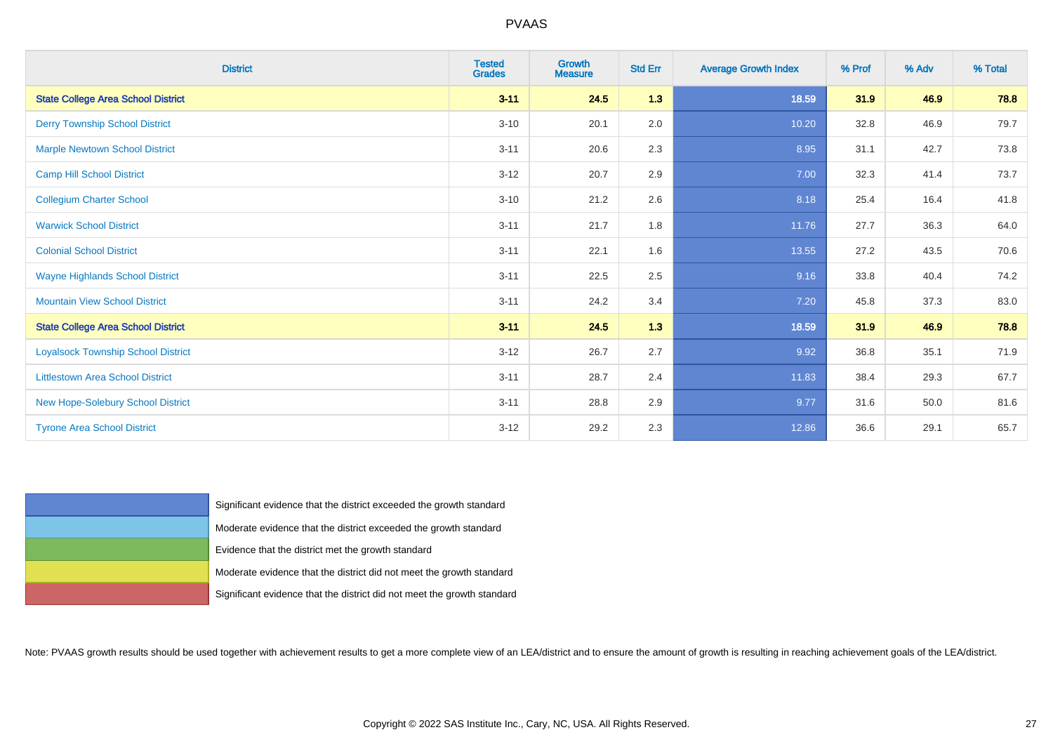# PVAAS

| District | Tested Grades | Growth Measure | Std Err | Average Growth Index | % Prof | % Adv | % Total |
|---|---|---|---|---|---|---|---|
| **State College Area School District** | **3-11** | **24.5** | **1.3** | **18.59** | **31.9** | **46.9** | **78.8** |
| Derry Township School District | 3-10 | 20.1 | 2.0 | 10.20 | 32.8 | 46.9 | 79.7 |
| Marple Newtown School District | 3-11 | 20.6 | 2.3 | 8.95 | 31.1 | 42.7 | 73.8 |
| Camp Hill School District | 3-12 | 20.7 | 2.9 | 7.00 | 32.3 | 41.4 | 73.7 |
| Collegium Charter School | 3-10 | 21.2 | 2.6 | 8.18 | 25.4 | 16.4 | 41.8 |
| Warwick School District | 3-11 | 21.7 | 1.8 | 11.76 | 27.7 | 36.3 | 64.0 |
| Colonial School District | 3-11 | 22.1 | 1.6 | 13.55 | 27.2 | 43.5 | 70.6 |
| Wayne Highlands School District | 3-11 | 22.5 | 2.5 | 9.16 | 33.8 | 40.4 | 74.2 |
| Mountain View School District | 3-11 | 24.2 | 3.4 | 7.20 | 45.8 | 37.3 | 83.0 |
| **State College Area School District** | **3-11** | **24.5** | **1.3** | **18.59** | **31.9** | **46.9** | **78.8** |
| Loyalsock Township School District | 3-12 | 26.7 | 2.7 | 9.92 | 36.8 | 35.1 | 71.9 |
| Littlestown Area School District | 3-11 | 28.7 | 2.4 | 11.83 | 38.4 | 29.3 | 67.7 |
| New Hope-Solebury School District | 3-11 | 28.8 | 2.9 | 9.77 | 31.6 | 50.0 | 81.6 |
| Tyrone Area School District | 3-12 | 29.2 | 2.3 | 12.86 | 36.6 | 29.1 | 65.7 |

- Significant evidence that the district exceeded the growth standard
- Moderate evidence that the district exceeded the growth standard
- Evidence that the district met the growth standard
- Moderate evidence that the district did not meet the growth standard
- Significant evidence that the district did not meet the growth standard

Note: PVAAS growth results should be used together with achievement results to get a more complete view of an LEA/district and to ensure the amount of growth is resulting in reaching achievement goals of the LEA/district.

Copyright © 2022 SAS Institute Inc., Cary, NC, USA. All Rights Reserved.